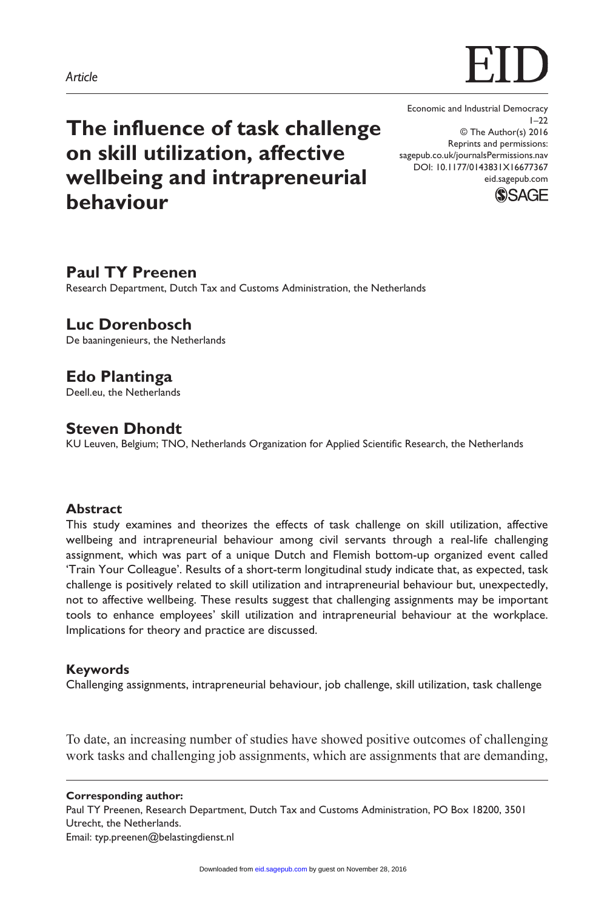*Article*

# The influence of task challenge on skill utilization, affective wellbeing and intrapreneurial behaviour

Economic and Industrial Democracy
1–22
© The Author(s) 2016
Reprints and permissions:
sagepub.co.uk/journalsPermissions.nav
DOI: 10.1177/0143831X16677367
eid.sagepub.com

## Paul TY Preenen

Research Department, Dutch Tax and Customs Administration, the Netherlands

## Luc Dorenbosch

De baaningenieurs, the Netherlands

## Edo Plantinga

Deell.eu, the Netherlands

## Steven Dhondt

KU Leuven, Belgium; TNO, Netherlands Organization for Applied Scientific Research, the Netherlands

### Abstract

This study examines and theorizes the effects of task challenge on skill utilization, affective wellbeing and intrapreneurial behaviour among civil servants through a real-life challenging assignment, which was part of a unique Dutch and Flemish bottom-up organized event called 'Train Your Colleague'. Results of a short-term longitudinal study indicate that, as expected, task challenge is positively related to skill utilization and intrapreneurial behaviour but, unexpectedly, not to affective wellbeing. These results suggest that challenging assignments may be important tools to enhance employees' skill utilization and intrapreneurial behaviour at the workplace. Implications for theory and practice are discussed.

### Keywords

Challenging assignments, intrapreneurial behaviour, job challenge, skill utilization, task challenge

To date, an increasing number of studies have showed positive outcomes of challenging work tasks and challenging job assignments, which are assignments that are demanding,

**Corresponding author:**
Paul TY Preenen, Research Department, Dutch Tax and Customs Administration, PO Box 18200, 3501 Utrecht, the Netherlands.
Email: typ.preenen@belastingdienst.nl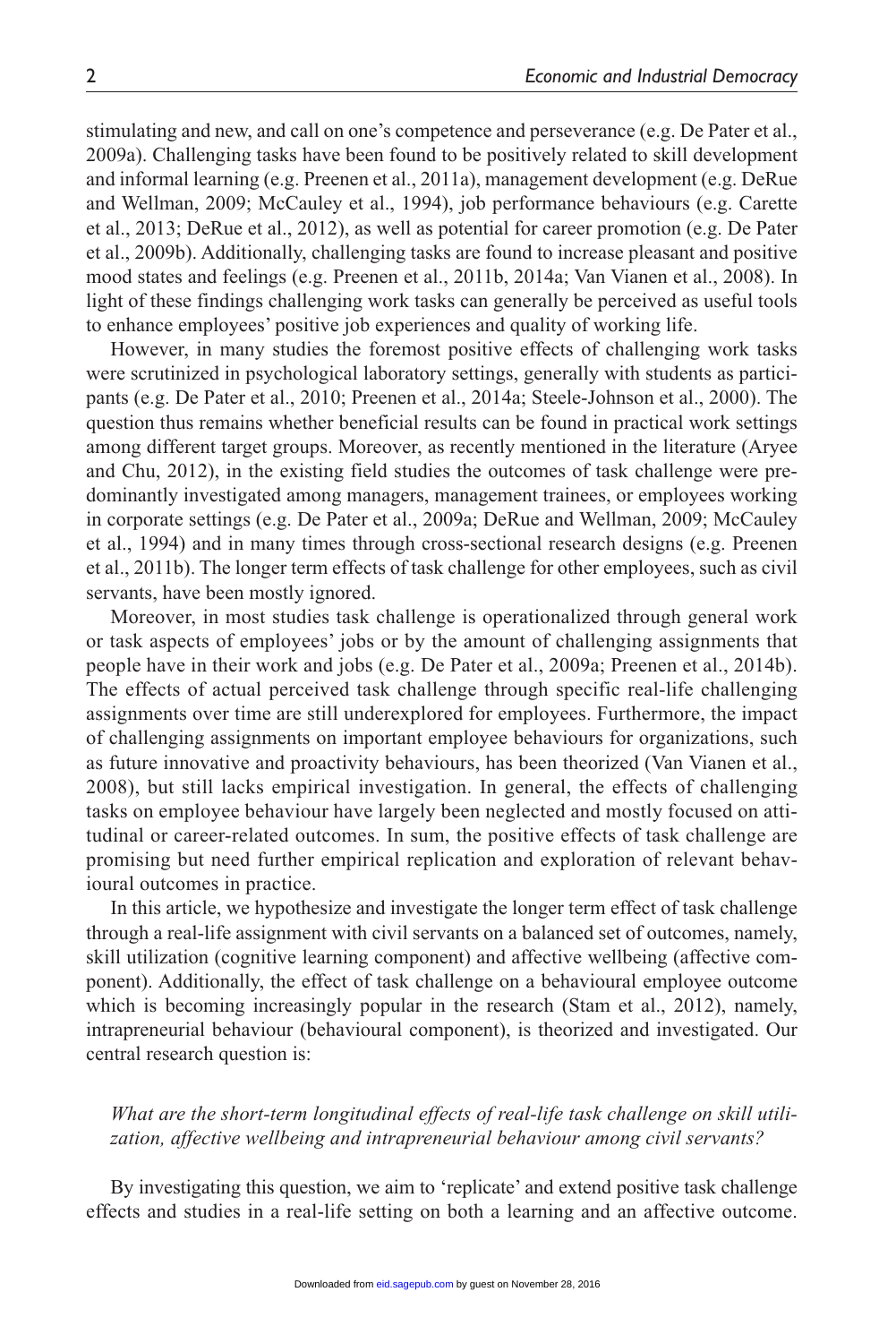stimulating and new, and call on one's competence and perseverance (e.g. De Pater et al., 2009a). Challenging tasks have been found to be positively related to skill development and informal learning (e.g. Preenen et al., 2011a), management development (e.g. DeRue and Wellman, 2009; McCauley et al., 1994), job performance behaviours (e.g. Carette et al., 2013; DeRue et al., 2012), as well as potential for career promotion (e.g. De Pater et al., 2009b). Additionally, challenging tasks are found to increase pleasant and positive mood states and feelings (e.g. Preenen et al., 2011b, 2014a; Van Vianen et al., 2008). In light of these findings challenging work tasks can generally be perceived as useful tools to enhance employees' positive job experiences and quality of working life.

However, in many studies the foremost positive effects of challenging work tasks were scrutinized in psychological laboratory settings, generally with students as participants (e.g. De Pater et al., 2010; Preenen et al., 2014a; Steele-Johnson et al., 2000). The question thus remains whether beneficial results can be found in practical work settings among different target groups. Moreover, as recently mentioned in the literature (Aryee and Chu, 2012), in the existing field studies the outcomes of task challenge were predominantly investigated among managers, management trainees, or employees working in corporate settings (e.g. De Pater et al., 2009a; DeRue and Wellman, 2009; McCauley et al., 1994) and in many times through cross-sectional research designs (e.g. Preenen et al., 2011b). The longer term effects of task challenge for other employees, such as civil servants, have been mostly ignored.

Moreover, in most studies task challenge is operationalized through general work or task aspects of employees' jobs or by the amount of challenging assignments that people have in their work and jobs (e.g. De Pater et al., 2009a; Preenen et al., 2014b). The effects of actual perceived task challenge through specific real-life challenging assignments over time are still underexplored for employees. Furthermore, the impact of challenging assignments on important employee behaviours for organizations, such as future innovative and proactivity behaviours, has been theorized (Van Vianen et al., 2008), but still lacks empirical investigation. In general, the effects of challenging tasks on employee behaviour have largely been neglected and mostly focused on attitudinal or career-related outcomes. In sum, the positive effects of task challenge are promising but need further empirical replication and exploration of relevant behavioural outcomes in practice.

In this article, we hypothesize and investigate the longer term effect of task challenge through a real-life assignment with civil servants on a balanced set of outcomes, namely, skill utilization (cognitive learning component) and affective wellbeing (affective component). Additionally, the effect of task challenge on a behavioural employee outcome which is becoming increasingly popular in the research (Stam et al., 2012), namely, intrapreneurial behaviour (behavioural component), is theorized and investigated. Our central research question is:

> *What are the short-term longitudinal effects of real-life task challenge on skill utilization, affective wellbeing and intrapreneurial behaviour among civil servants?*

By investigating this question, we aim to 'replicate' and extend positive task challenge effects and studies in a real-life setting on both a learning and an affective outcome.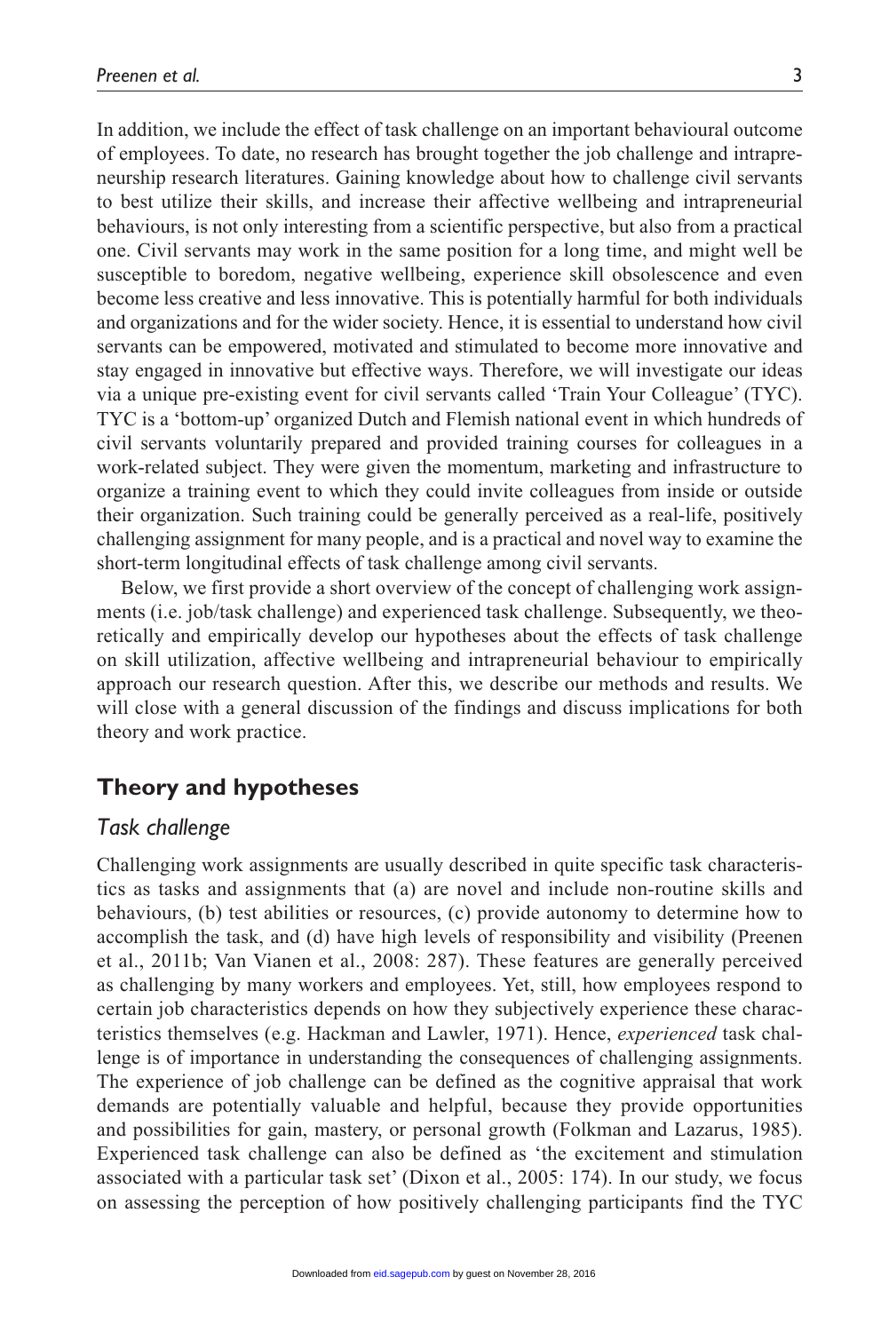In addition, we include the effect of task challenge on an important behavioural outcome of employees. To date, no research has brought together the job challenge and intrapreneurship research literatures. Gaining knowledge about how to challenge civil servants to best utilize their skills, and increase their affective wellbeing and intrapreneurial behaviours, is not only interesting from a scientific perspective, but also from a practical one. Civil servants may work in the same position for a long time, and might well be susceptible to boredom, negative wellbeing, experience skill obsolescence and even become less creative and less innovative. This is potentially harmful for both individuals and organizations and for the wider society. Hence, it is essential to understand how civil servants can be empowered, motivated and stimulated to become more innovative and stay engaged in innovative but effective ways. Therefore, we will investigate our ideas via a unique pre-existing event for civil servants called 'Train Your Colleague' (TYC). TYC is a 'bottom-up' organized Dutch and Flemish national event in which hundreds of civil servants voluntarily prepared and provided training courses for colleagues in a work-related subject. They were given the momentum, marketing and infrastructure to organize a training event to which they could invite colleagues from inside or outside their organization. Such training could be generally perceived as a real-life, positively challenging assignment for many people, and is a practical and novel way to examine the short-term longitudinal effects of task challenge among civil servants.

Below, we first provide a short overview of the concept of challenging work assignments (i.e. job/task challenge) and experienced task challenge. Subsequently, we theoretically and empirically develop our hypotheses about the effects of task challenge on skill utilization, affective wellbeing and intrapreneurial behaviour to empirically approach our research question. After this, we describe our methods and results. We will close with a general discussion of the findings and discuss implications for both theory and work practice.

## Theory and hypotheses

### *Task challenge*

Challenging work assignments are usually described in quite specific task characteristics as tasks and assignments that (a) are novel and include non-routine skills and behaviours, (b) test abilities or resources, (c) provide autonomy to determine how to accomplish the task, and (d) have high levels of responsibility and visibility (Preenen et al., 2011b; Van Vianen et al., 2008: 287). These features are generally perceived as challenging by many workers and employees. Yet, still, how employees respond to certain job characteristics depends on how they subjectively experience these characteristics themselves (e.g. Hackman and Lawler, 1971). Hence, *experienced* task challenge is of importance in understanding the consequences of challenging assignments. The experience of job challenge can be defined as the cognitive appraisal that work demands are potentially valuable and helpful, because they provide opportunities and possibilities for gain, mastery, or personal growth (Folkman and Lazarus, 1985). Experienced task challenge can also be defined as 'the excitement and stimulation associated with a particular task set' (Dixon et al., 2005: 174). In our study, we focus on assessing the perception of how positively challenging participants find the TYC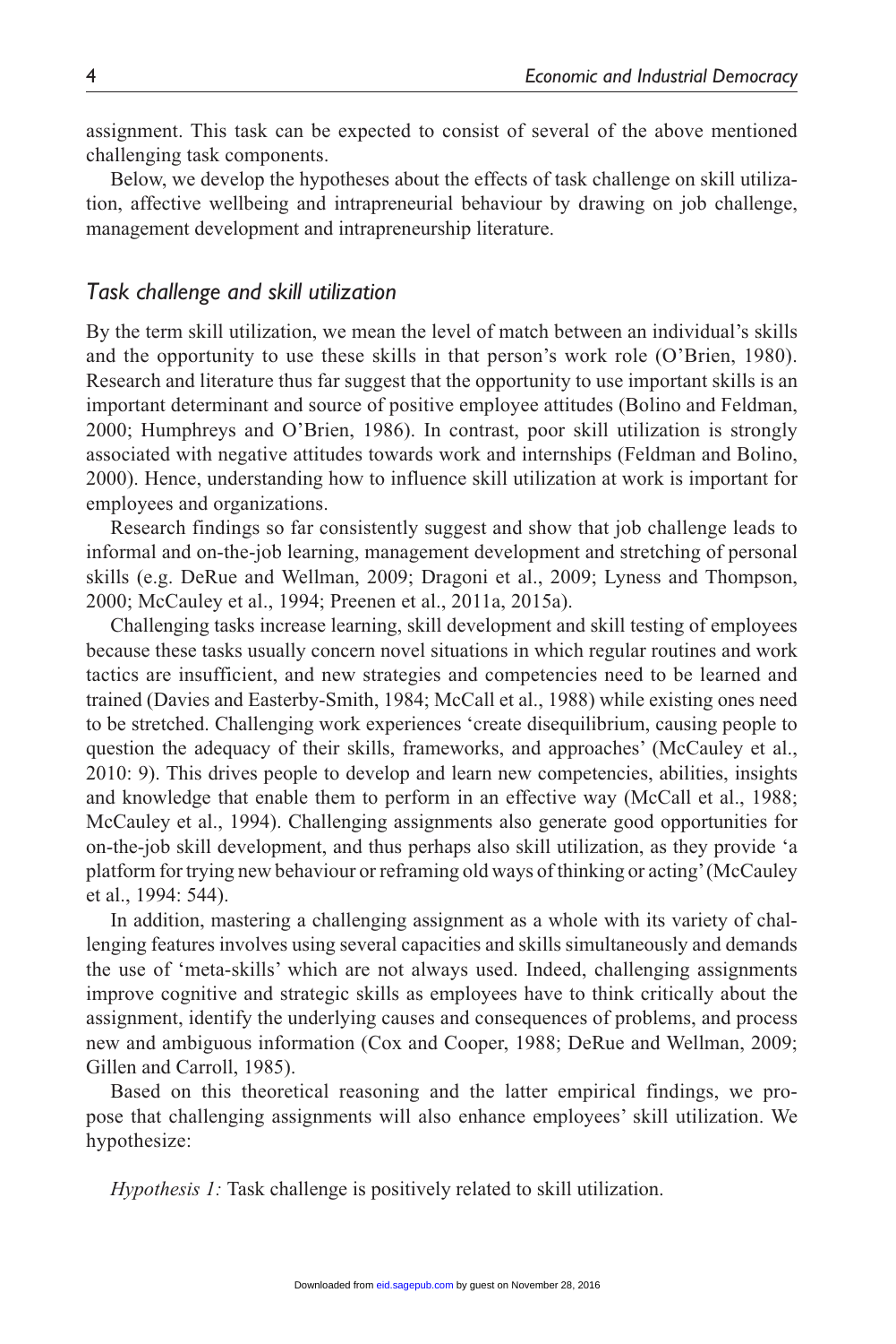assignment. This task can be expected to consist of several of the above mentioned challenging task components.

Below, we develop the hypotheses about the effects of task challenge on skill utilization, affective wellbeing and intrapreneurial behaviour by drawing on job challenge, management development and intrapreneurship literature.

## *Task challenge and skill utilization*

By the term skill utilization, we mean the level of match between an individual's skills and the opportunity to use these skills in that person's work role (O'Brien, 1980). Research and literature thus far suggest that the opportunity to use important skills is an important determinant and source of positive employee attitudes (Bolino and Feldman, 2000; Humphreys and O'Brien, 1986). In contrast, poor skill utilization is strongly associated with negative attitudes towards work and internships (Feldman and Bolino, 2000). Hence, understanding how to influence skill utilization at work is important for employees and organizations.

Research findings so far consistently suggest and show that job challenge leads to informal and on-the-job learning, management development and stretching of personal skills (e.g. DeRue and Wellman, 2009; Dragoni et al., 2009; Lyness and Thompson, 2000; McCauley et al., 1994; Preenen et al., 2011a, 2015a).

Challenging tasks increase learning, skill development and skill testing of employees because these tasks usually concern novel situations in which regular routines and work tactics are insufficient, and new strategies and competencies need to be learned and trained (Davies and Easterby-Smith, 1984; McCall et al., 1988) while existing ones need to be stretched. Challenging work experiences 'create disequilibrium, causing people to question the adequacy of their skills, frameworks, and approaches' (McCauley et al., 2010: 9). This drives people to develop and learn new competencies, abilities, insights and knowledge that enable them to perform in an effective way (McCall et al., 1988; McCauley et al., 1994). Challenging assignments also generate good opportunities for on-the-job skill development, and thus perhaps also skill utilization, as they provide 'a platform for trying new behaviour or reframing old ways of thinking or acting' (McCauley et al., 1994: 544).

In addition, mastering a challenging assignment as a whole with its variety of challenging features involves using several capacities and skills simultaneously and demands the use of 'meta-skills' which are not always used. Indeed, challenging assignments improve cognitive and strategic skills as employees have to think critically about the assignment, identify the underlying causes and consequences of problems, and process new and ambiguous information (Cox and Cooper, 1988; DeRue and Wellman, 2009; Gillen and Carroll, 1985).

Based on this theoretical reasoning and the latter empirical findings, we propose that challenging assignments will also enhance employees' skill utilization. We hypothesize:

*Hypothesis 1:* Task challenge is positively related to skill utilization.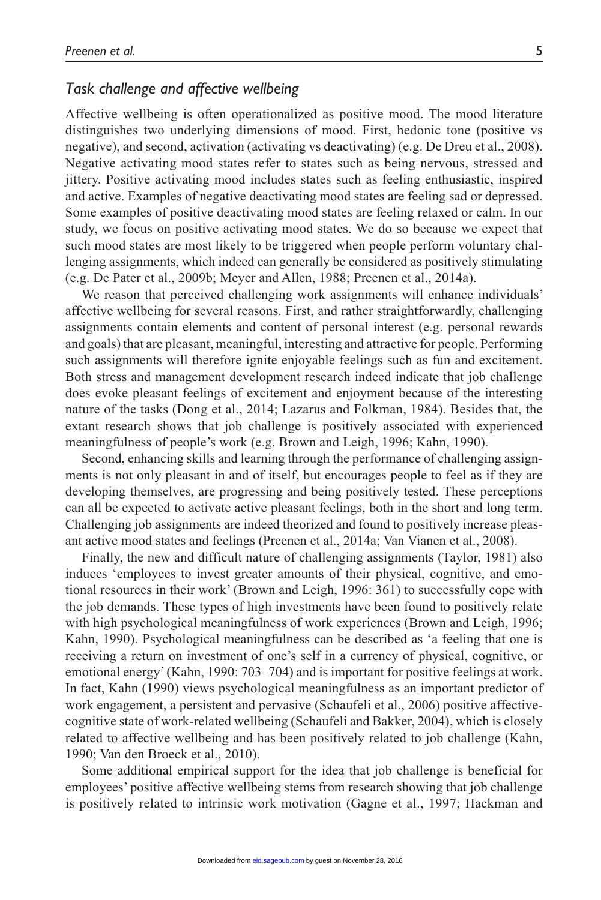### *Task challenge and affective wellbeing*

Affective wellbeing is often operationalized as positive mood. The mood literature distinguishes two underlying dimensions of mood. First, hedonic tone (positive vs negative), and second, activation (activating vs deactivating) (e.g. De Dreu et al., 2008). Negative activating mood states refer to states such as being nervous, stressed and jittery. Positive activating mood includes states such as feeling enthusiastic, inspired and active. Examples of negative deactivating mood states are feeling sad or depressed. Some examples of positive deactivating mood states are feeling relaxed or calm. In our study, we focus on positive activating mood states. We do so because we expect that such mood states are most likely to be triggered when people perform voluntary challenging assignments, which indeed can generally be considered as positively stimulating (e.g. De Pater et al., 2009b; Meyer and Allen, 1988; Preenen et al., 2014a).

We reason that perceived challenging work assignments will enhance individuals' affective wellbeing for several reasons. First, and rather straightforwardly, challenging assignments contain elements and content of personal interest (e.g. personal rewards and goals) that are pleasant, meaningful, interesting and attractive for people. Performing such assignments will therefore ignite enjoyable feelings such as fun and excitement. Both stress and management development research indeed indicate that job challenge does evoke pleasant feelings of excitement and enjoyment because of the interesting nature of the tasks (Dong et al., 2014; Lazarus and Folkman, 1984). Besides that, the extant research shows that job challenge is positively associated with experienced meaningfulness of people's work (e.g. Brown and Leigh, 1996; Kahn, 1990).

Second, enhancing skills and learning through the performance of challenging assignments is not only pleasant in and of itself, but encourages people to feel as if they are developing themselves, are progressing and being positively tested. These perceptions can all be expected to activate active pleasant feelings, both in the short and long term. Challenging job assignments are indeed theorized and found to positively increase pleasant active mood states and feelings (Preenen et al., 2014a; Van Vianen et al., 2008).

Finally, the new and difficult nature of challenging assignments (Taylor, 1981) also induces 'employees to invest greater amounts of their physical, cognitive, and emotional resources in their work' (Brown and Leigh, 1996: 361) to successfully cope with the job demands. These types of high investments have been found to positively relate with high psychological meaningfulness of work experiences (Brown and Leigh, 1996; Kahn, 1990). Psychological meaningfulness can be described as 'a feeling that one is receiving a return on investment of one's self in a currency of physical, cognitive, or emotional energy' (Kahn, 1990: 703–704) and is important for positive feelings at work. In fact, Kahn (1990) views psychological meaningfulness as an important predictor of work engagement, a persistent and pervasive (Schaufeli et al., 2006) positive affective-cognitive state of work-related wellbeing (Schaufeli and Bakker, 2004), which is closely related to affective wellbeing and has been positively related to job challenge (Kahn, 1990; Van den Broeck et al., 2010).

Some additional empirical support for the idea that job challenge is beneficial for employees' positive affective wellbeing stems from research showing that job challenge is positively related to intrinsic work motivation (Gagne et al., 1997; Hackman and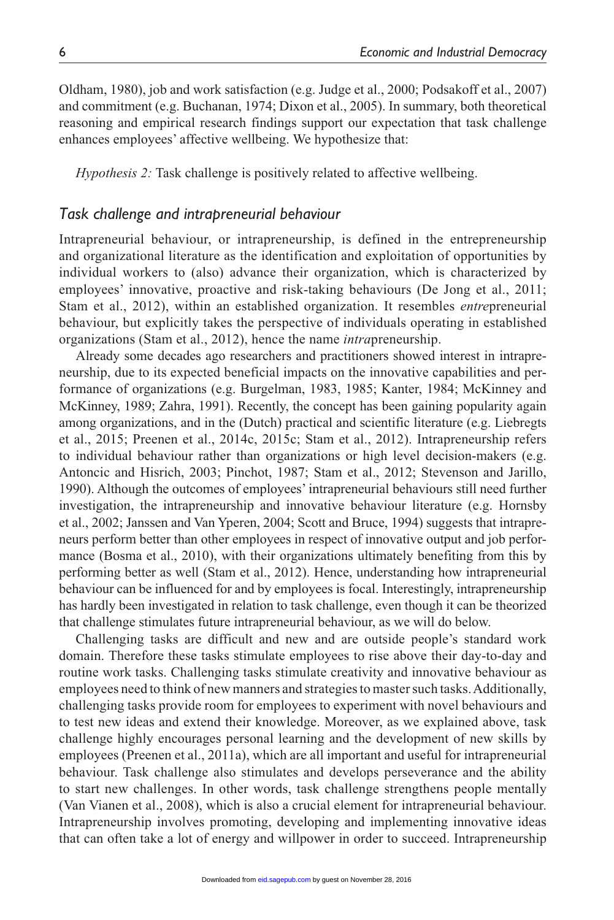Oldham, 1980), job and work satisfaction (e.g. Judge et al., 2000; Podsakoff et al., 2007) and commitment (e.g. Buchanan, 1974; Dixon et al., 2005). In summary, both theoretical reasoning and empirical research findings support our expectation that task challenge enhances employees' affective wellbeing. We hypothesize that:

*Hypothesis 2:* Task challenge is positively related to affective wellbeing.

### *Task challenge and intrapreneurial behaviour*

Intrapreneurial behaviour, or intrapreneurship, is defined in the entrepreneurship and organizational literature as the identification and exploitation of opportunities by individual workers to (also) advance their organization, which is characterized by employees' innovative, proactive and risk-taking behaviours (De Jong et al., 2011; Stam et al., 2012), within an established organization. It resembles *entre*preneurial behaviour, but explicitly takes the perspective of individuals operating in established organizations (Stam et al., 2012), hence the name *intra*preneurship.

Already some decades ago researchers and practitioners showed interest in intrapreneurship, due to its expected beneficial impacts on the innovative capabilities and performance of organizations (e.g. Burgelman, 1983, 1985; Kanter, 1984; McKinney and McKinney, 1989; Zahra, 1991). Recently, the concept has been gaining popularity again among organizations, and in the (Dutch) practical and scientific literature (e.g. Liebregts et al., 2015; Preenen et al., 2014c, 2015c; Stam et al., 2012). Intrapreneurship refers to individual behaviour rather than organizations or high level decision-makers (e.g. Antoncic and Hisrich, 2003; Pinchot, 1987; Stam et al., 2012; Stevenson and Jarillo, 1990). Although the outcomes of employees' intrapreneurial behaviours still need further investigation, the intrapreneurship and innovative behaviour literature (e.g. Hornsby et al., 2002; Janssen and Van Yperen, 2004; Scott and Bruce, 1994) suggests that intrapreneurs perform better than other employees in respect of innovative output and job performance (Bosma et al., 2010), with their organizations ultimately benefiting from this by performing better as well (Stam et al., 2012). Hence, understanding how intrapreneurial behaviour can be influenced for and by employees is focal. Interestingly, intrapreneurship has hardly been investigated in relation to task challenge, even though it can be theorized that challenge stimulates future intrapreneurial behaviour, as we will do below.

Challenging tasks are difficult and new and are outside people's standard work domain. Therefore these tasks stimulate employees to rise above their day-to-day and routine work tasks. Challenging tasks stimulate creativity and innovative behaviour as employees need to think of new manners and strategies to master such tasks. Additionally, challenging tasks provide room for employees to experiment with novel behaviours and to test new ideas and extend their knowledge. Moreover, as we explained above, task challenge highly encourages personal learning and the development of new skills by employees (Preenen et al., 2011a), which are all important and useful for intrapreneurial behaviour. Task challenge also stimulates and develops perseverance and the ability to start new challenges. In other words, task challenge strengthens people mentally (Van Vianen et al., 2008), which is also a crucial element for intrapreneurial behaviour. Intrapreneurship involves promoting, developing and implementing innovative ideas that can often take a lot of energy and willpower in order to succeed. Intrapreneurship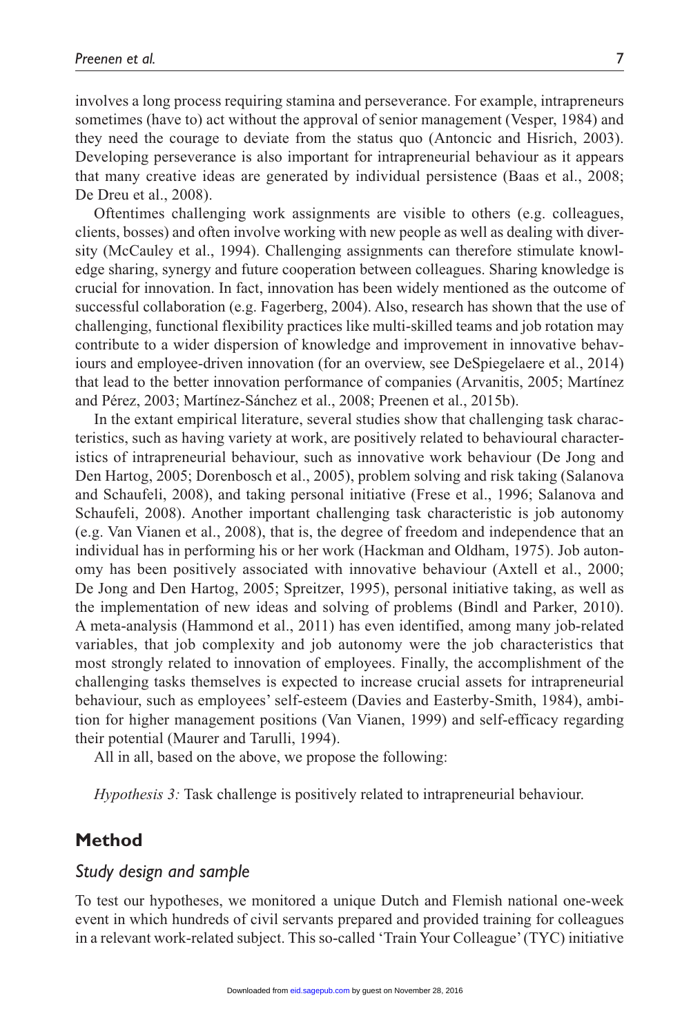involves a long process requiring stamina and perseverance. For example, intrapreneurs sometimes (have to) act without the approval of senior management (Vesper, 1984) and they need the courage to deviate from the status quo (Antoncic and Hisrich, 2003). Developing perseverance is also important for intrapreneurial behaviour as it appears that many creative ideas are generated by individual persistence (Baas et al., 2008; De Dreu et al., 2008).

Oftentimes challenging work assignments are visible to others (e.g. colleagues, clients, bosses) and often involve working with new people as well as dealing with diversity (McCauley et al., 1994). Challenging assignments can therefore stimulate knowledge sharing, synergy and future cooperation between colleagues. Sharing knowledge is crucial for innovation. In fact, innovation has been widely mentioned as the outcome of successful collaboration (e.g. Fagerberg, 2004). Also, research has shown that the use of challenging, functional flexibility practices like multi-skilled teams and job rotation may contribute to a wider dispersion of knowledge and improvement in innovative behaviours and employee-driven innovation (for an overview, see DeSpiegelaere et al., 2014) that lead to the better innovation performance of companies (Arvanitis, 2005; Martínez and Pérez, 2003; Martínez-Sánchez et al., 2008; Preenen et al., 2015b).

In the extant empirical literature, several studies show that challenging task characteristics, such as having variety at work, are positively related to behavioural characteristics of intrapreneurial behaviour, such as innovative work behaviour (De Jong and Den Hartog, 2005; Dorenbosch et al., 2005), problem solving and risk taking (Salanova and Schaufeli, 2008), and taking personal initiative (Frese et al., 1996; Salanova and Schaufeli, 2008). Another important challenging task characteristic is job autonomy (e.g. Van Vianen et al., 2008), that is, the degree of freedom and independence that an individual has in performing his or her work (Hackman and Oldham, 1975). Job autonomy has been positively associated with innovative behaviour (Axtell et al., 2000; De Jong and Den Hartog, 2005; Spreitzer, 1995), personal initiative taking, as well as the implementation of new ideas and solving of problems (Bindl and Parker, 2010). A meta-analysis (Hammond et al., 2011) has even identified, among many job-related variables, that job complexity and job autonomy were the job characteristics that most strongly related to innovation of employees. Finally, the accomplishment of the challenging tasks themselves is expected to increase crucial assets for intrapreneurial behaviour, such as employees' self-esteem (Davies and Easterby-Smith, 1984), ambition for higher management positions (Van Vianen, 1999) and self-efficacy regarding their potential (Maurer and Tarulli, 1994).

All in all, based on the above, we propose the following:

*Hypothesis 3:* Task challenge is positively related to intrapreneurial behaviour.

## Method

### *Study design and sample*

To test our hypotheses, we monitored a unique Dutch and Flemish national one-week event in which hundreds of civil servants prepared and provided training for colleagues in a relevant work-related subject. This so-called 'Train Your Colleague' (TYC) initiative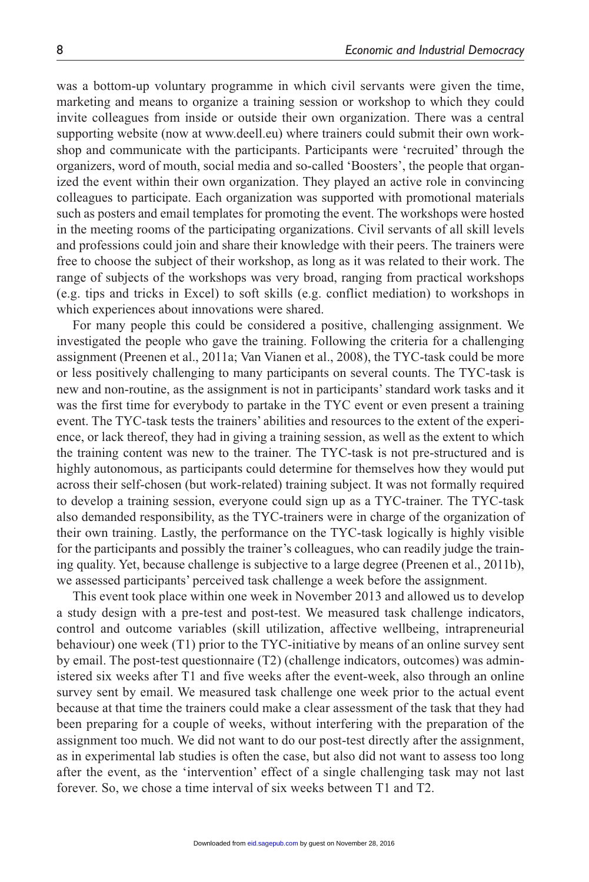was a bottom-up voluntary programme in which civil servants were given the time, marketing and means to organize a training session or workshop to which they could invite colleagues from inside or outside their own organization. There was a central supporting website (now at www.deell.eu) where trainers could submit their own workshop and communicate with the participants. Participants were 'recruited' through the organizers, word of mouth, social media and so-called 'Boosters', the people that organized the event within their own organization. They played an active role in convincing colleagues to participate. Each organization was supported with promotional materials such as posters and email templates for promoting the event. The workshops were hosted in the meeting rooms of the participating organizations. Civil servants of all skill levels and professions could join and share their knowledge with their peers. The trainers were free to choose the subject of their workshop, as long as it was related to their work. The range of subjects of the workshops was very broad, ranging from practical workshops (e.g. tips and tricks in Excel) to soft skills (e.g. conflict mediation) to workshops in which experiences about innovations were shared.

For many people this could be considered a positive, challenging assignment. We investigated the people who gave the training. Following the criteria for a challenging assignment (Preenen et al., 2011a; Van Vianen et al., 2008), the TYC-task could be more or less positively challenging to many participants on several counts. The TYC-task is new and non-routine, as the assignment is not in participants' standard work tasks and it was the first time for everybody to partake in the TYC event or even present a training event. The TYC-task tests the trainers' abilities and resources to the extent of the experience, or lack thereof, they had in giving a training session, as well as the extent to which the training content was new to the trainer. The TYC-task is not pre-structured and is highly autonomous, as participants could determine for themselves how they would put across their self-chosen (but work-related) training subject. It was not formally required to develop a training session, everyone could sign up as a TYC-trainer. The TYC-task also demanded responsibility, as the TYC-trainers were in charge of the organization of their own training. Lastly, the performance on the TYC-task logically is highly visible for the participants and possibly the trainer's colleagues, who can readily judge the training quality. Yet, because challenge is subjective to a large degree (Preenen et al., 2011b), we assessed participants' perceived task challenge a week before the assignment.

This event took place within one week in November 2013 and allowed us to develop a study design with a pre-test and post-test. We measured task challenge indicators, control and outcome variables (skill utilization, affective wellbeing, intrapreneurial behaviour) one week (T1) prior to the TYC-initiative by means of an online survey sent by email. The post-test questionnaire (T2) (challenge indicators, outcomes) was administered six weeks after T1 and five weeks after the event-week, also through an online survey sent by email. We measured task challenge one week prior to the actual event because at that time the trainers could make a clear assessment of the task that they had been preparing for a couple of weeks, without interfering with the preparation of the assignment too much. We did not want to do our post-test directly after the assignment, as in experimental lab studies is often the case, but also did not want to assess too long after the event, as the 'intervention' effect of a single challenging task may not last forever. So, we chose a time interval of six weeks between T1 and T2.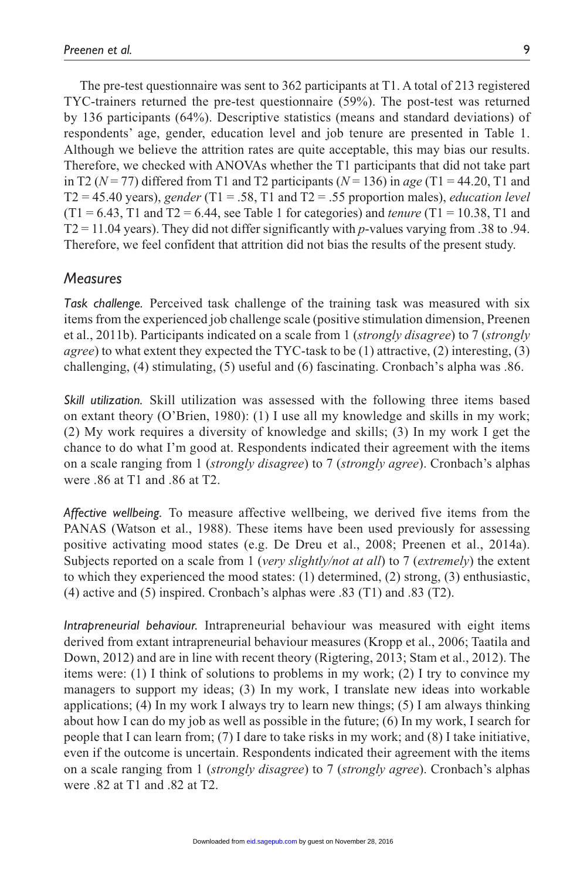The pre-test questionnaire was sent to 362 participants at T1. A total of 213 registered TYC-trainers returned the pre-test questionnaire (59%). The post-test was returned by 136 participants (64%). Descriptive statistics (means and standard deviations) of respondents' age, gender, education level and job tenure are presented in Table 1. Although we believe the attrition rates are quite acceptable, this may bias our results. Therefore, we checked with ANOVAs whether the T1 participants that did not take part in T2 ($N = 77$) differed from T1 and T2 participants ($N = 136$) in *age* (T1 = 44.20, T1 and T2 = 45.40 years), *gender* (T1 = .58, T1 and T2 = .55 proportion males), *education level* (T1 = 6.43, T1 and T2 = 6.44, see Table 1 for categories) and *tenure* (T1 = 10.38, T1 and T2 = 11.04 years). They did not differ significantly with $p$-values varying from .38 to .94. Therefore, we feel confident that attrition did not bias the results of the present study.

## Measures

*Task challenge.* Perceived task challenge of the training task was measured with six items from the experienced job challenge scale (positive stimulation dimension, Preenen et al., 2011b). Participants indicated on a scale from 1 (*strongly disagree*) to 7 (*strongly agree*) to what extent they expected the TYC-task to be (1) attractive, (2) interesting, (3) challenging, (4) stimulating, (5) useful and (6) fascinating. Cronbach's alpha was .86.

*Skill utilization.* Skill utilization was assessed with the following three items based on extant theory (O'Brien, 1980): (1) I use all my knowledge and skills in my work; (2) My work requires a diversity of knowledge and skills; (3) In my work I get the chance to do what I'm good at. Respondents indicated their agreement with the items on a scale ranging from 1 (*strongly disagree*) to 7 (*strongly agree*). Cronbach's alphas were .86 at T1 and .86 at T2.

*Affective wellbeing.* To measure affective wellbeing, we derived five items from the PANAS (Watson et al., 1988). These items have been used previously for assessing positive activating mood states (e.g. De Dreu et al., 2008; Preenen et al., 2014a). Subjects reported on a scale from 1 (*very slightly/not at all*) to 7 (*extremely*) the extent to which they experienced the mood states: (1) determined, (2) strong, (3) enthusiastic, (4) active and (5) inspired. Cronbach's alphas were .83 (T1) and .83 (T2).

*Intrapreneurial behaviour.* Intrapreneurial behaviour was measured with eight items derived from extant intrapreneurial behaviour measures (Kropp et al., 2006; Taatila and Down, 2012) and are in line with recent theory (Rigtering, 2013; Stam et al., 2012). The items were: (1) I think of solutions to problems in my work; (2) I try to convince my managers to support my ideas; (3) In my work, I translate new ideas into workable applications; (4) In my work I always try to learn new things; (5) I am always thinking about how I can do my job as well as possible in the future; (6) In my work, I search for people that I can learn from; (7) I dare to take risks in my work; and (8) I take initiative, even if the outcome is uncertain. Respondents indicated their agreement with the items on a scale ranging from 1 (*strongly disagree*) to 7 (*strongly agree*). Cronbach's alphas were .82 at T1 and .82 at T2.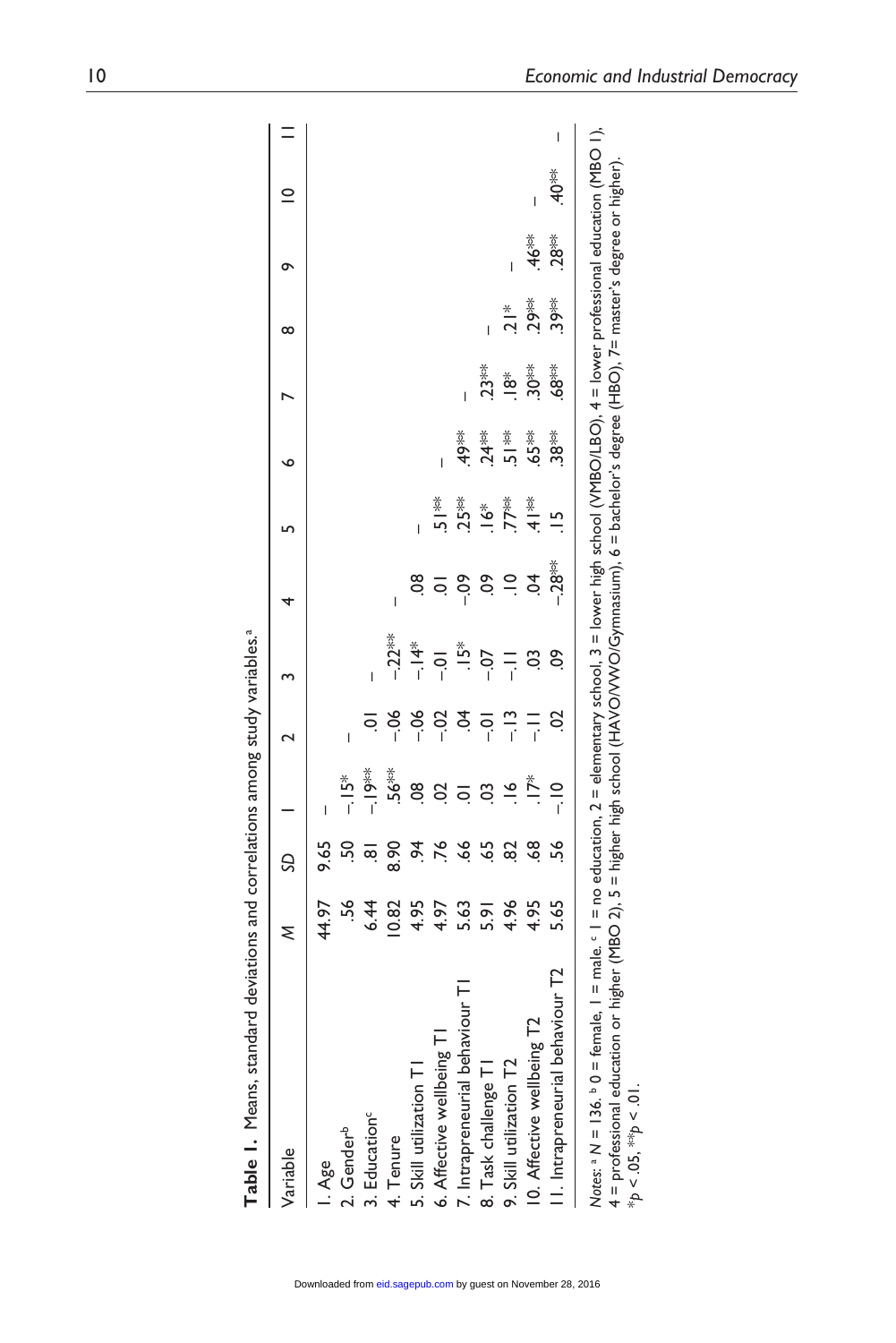**Table 1.** Means, standard deviations and correlations among study variables.[a]

| Variable | *M* | *SD* | 1 | 2 | 3 | 4 | 5 | 6 | 7 | 8 | 9 | 10 | 11 |
|---|---|---|---|---|---|---|---|---|---|---|---|---|---|
| 1. Age | 44.97 | 9.65 | – | | | | | | | | | | |
| 2. Gender[b] | .56 | .50 | -.15* | – | | | | | | | | | |
| 3. Education[c] | 6.44 | .81 | -.19** | .01 | – | | | | | | | | |
| 4. Tenure | 10.82 | 8.90 | .56** | -.06 | -.22** | – | | | | | | | |
| 5. Skill utilization T1 | 4.95 | .94 | .08 | -.06 | -.14* | .08 | – | | | | | | |
| 6. Affective wellbeing T1 | 4.97 | .76 | .02 | -.02 | -.01 | .01 | .51** | – | | | | | |
| 7. Intrapreneurial behaviour T1 | 5.63 | .66 | .01 | .04 | .15* | -.09 | .25** | .49** | – | | | | |
| 8. Task challenge T1 | 5.91 | .65 | .03 | -.01 | -.07 | .09 | .16* | .24** | .23** | – | | | |
| 9. Skill utilization T2 | 4.96 | .82 | .16 | -.13 | -.11 | .10 | .77** | .51** | .18* | .21* | – | | |
| 10. Affective wellbeing T2 | 4.95 | .68 | .17* | -.11 | .03 | .04 | .41** | .65** | .30** | .29** | .46** | – | |
| 11. Intrapreneurial behaviour T2 | 5.65 | .56 | -.10 | .02 | .09 | -.28** | .15 | .38** | .68** | .39** | .28** | .40** | – |

*Notes*: [a] *N* = 136. [b] 0 = female, 1 = male. [c] 1 = no education, 2 = elementary school, 3 = lower high school (VMBO/LBO), 4 = lower professional education (MBO 1), 4 = professional education or higher (MBO 2), 5 = higher high school (HAVO/VWO/Gymnasium), 6 = bachelor's degree (HBO), 7= master's degree or higher).
\**p* < .05, \*\**p* < .01.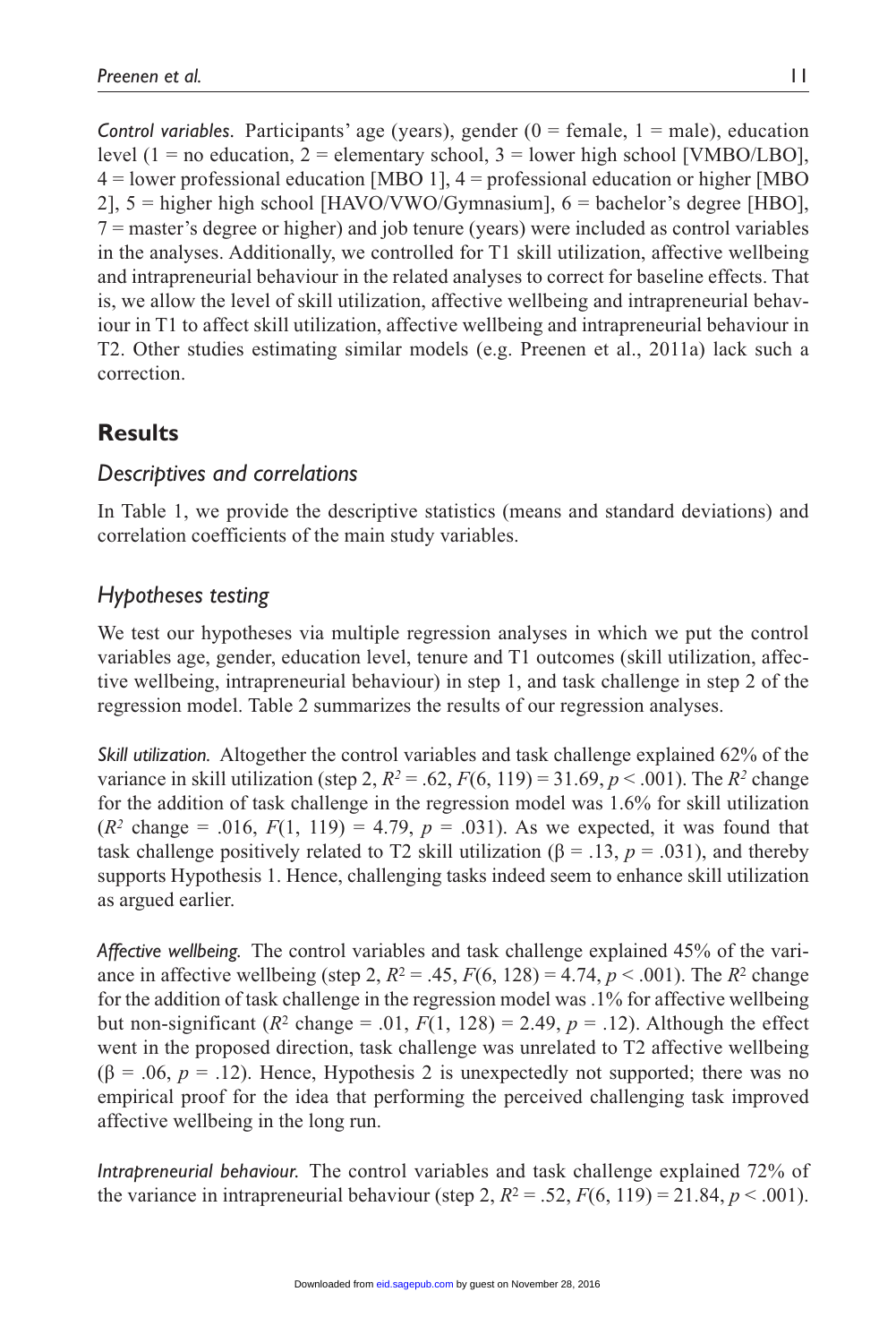*Control variables.* Participants' age (years), gender (0 = female, 1 = male), education level (1 = no education, 2 = elementary school, 3 = lower high school [VMBO/LBO], 4 = lower professional education [MBO 1], 4 = professional education or higher [MBO 2], 5 = higher high school [HAVO/VWO/Gymnasium], 6 = bachelor's degree [HBO], 7 = master's degree or higher) and job tenure (years) were included as control variables in the analyses. Additionally, we controlled for T1 skill utilization, affective wellbeing and intrapreneurial behaviour in the related analyses to correct for baseline effects. That is, we allow the level of skill utilization, affective wellbeing and intrapreneurial behaviour in T1 to affect skill utilization, affective wellbeing and intrapreneurial behaviour in T2. Other studies estimating similar models (e.g. Preenen et al., 2011a) lack such a correction.

## Results

### Descriptives and correlations

In Table 1, we provide the descriptive statistics (means and standard deviations) and correlation coefficients of the main study variables.

### Hypotheses testing

We test our hypotheses via multiple regression analyses in which we put the control variables age, gender, education level, tenure and T1 outcomes (skill utilization, affective wellbeing, intrapreneurial behaviour) in step 1, and task challenge in step 2 of the regression model. Table 2 summarizes the results of our regression analyses.

*Skill utilization.* Altogether the control variables and task challenge explained 62% of the variance in skill utilization (step 2, $R^2 = .62$, $F(6, 119) = 31.69$, $p < .001$). The $R^2$ change for the addition of task challenge in the regression model was 1.6% for skill utilization ($R^2$ change = .016, $F(1, 119) = 4.79$, $p = .031$). As we expected, it was found that task challenge positively related to T2 skill utilization ($\beta = .13$, $p = .031$), and thereby supports Hypothesis 1. Hence, challenging tasks indeed seem to enhance skill utilization as argued earlier.

*Affective wellbeing.* The control variables and task challenge explained 45% of the variance in affective wellbeing (step 2, $R^2 = .45$, $F(6, 128) = 4.74$, $p < .001$). The $R^2$ change for the addition of task challenge in the regression model was .1% for affective wellbeing but non-significant ($R^2$ change = .01, $F(1, 128) = 2.49$, $p = .12$). Although the effect went in the proposed direction, task challenge was unrelated to T2 affective wellbeing ($\beta = .06$, $p = .12$). Hence, Hypothesis 2 is unexpectedly not supported; there was no empirical proof for the idea that performing the perceived challenging task improved affective wellbeing in the long run.

*Intrapreneurial behaviour.* The control variables and task challenge explained 72% of the variance in intrapreneurial behaviour (step 2, $R^2 = .52$, $F(6, 119) = 21.84$, $p < .001$).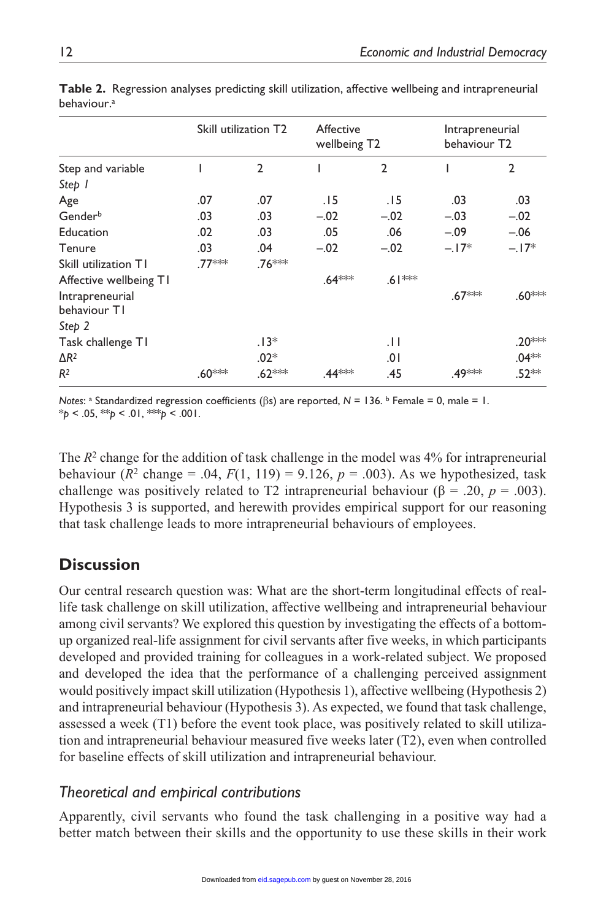**Table 2.** Regression analyses predicting skill utilization, affective wellbeing and intrapreneurial behaviour.[a]

| | Skill utilization T2 | | Affective wellbeing T2 | | Intrapreneurial behaviour T2 | |
|---|---|---|---|---|---|---|
| Step and variable | 1 | 2 | 1 | 2 | 1 | 2 |
| *Step 1* | | | | | | |
| Age | .07 | .07 | .15 | .15 | .03 | .03 |
| Gender[b] | .03 | .03 | –.02 | –.02 | –.03 | –.02 |
| Education | .02 | .03 | .05 | .06 | –.09 | –.06 |
| Tenure | .03 | .04 | –.02 | –.02 | –.17* | –.17* |
| Skill utilization T1 | .77*** | .76*** | | | | |
| Affective wellbeing T1 | | | .64*** | .61*** | | |
| Intrapreneurial behaviour T1 | | | | | .67*** | .60*** |
| *Step 2* | | | | | | |
| Task challenge T1 | | .13* | | .11 | | .20*** |
| $\Delta R^2$ | | .02* | | .01 | | .04** |
| $R^2$ | .60*** | .62*** | .44*** | .45 | .49*** | .52** |

*Notes*: [a] Standardized regression coefficients (βs) are reported, $N = 136$. [b] Female = 0, male = 1.
\*$p < .05$, \*\*$p < .01$, \*\*\*$p < .001$.

The $R^2$ change for the addition of task challenge in the model was 4% for intrapreneurial behaviour ($R^2$ change = .04, $F(1, 119) = 9.126$, $p = .003$). As we hypothesized, task challenge was positively related to T2 intrapreneurial behaviour ($\beta = .20$, $p = .003$). Hypothesis 3 is supported, and herewith provides empirical support for our reasoning that task challenge leads to more intrapreneurial behaviours of employees.

## Discussion

Our central research question was: What are the short-term longitudinal effects of real-life task challenge on skill utilization, affective wellbeing and intrapreneurial behaviour among civil servants? We explored this question by investigating the effects of a bottom-up organized real-life assignment for civil servants after five weeks, in which participants developed and provided training for colleagues in a work-related subject. We proposed and developed the idea that the performance of a challenging perceived assignment would positively impact skill utilization (Hypothesis 1), affective wellbeing (Hypothesis 2) and intrapreneurial behaviour (Hypothesis 3). As expected, we found that task challenge, assessed a week (T1) before the event took place, was positively related to skill utilization and intrapreneurial behaviour measured five weeks later (T2), even when controlled for baseline effects of skill utilization and intrapreneurial behaviour.

### *Theoretical and empirical contributions*

Apparently, civil servants who found the task challenging in a positive way had a better match between their skills and the opportunity to use these skills in their work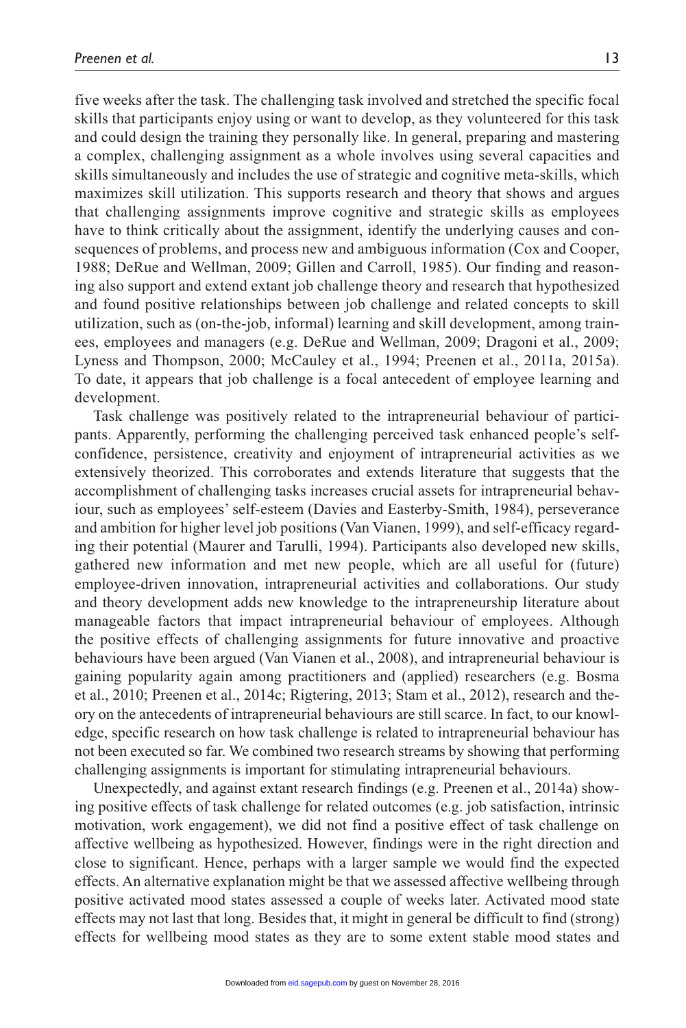five weeks after the task. The challenging task involved and stretched the specific focal skills that participants enjoy using or want to develop, as they volunteered for this task and could design the training they personally like. In general, preparing and mastering a complex, challenging assignment as a whole involves using several capacities and skills simultaneously and includes the use of strategic and cognitive meta-skills, which maximizes skill utilization. This supports research and theory that shows and argues that challenging assignments improve cognitive and strategic skills as employees have to think critically about the assignment, identify the underlying causes and consequences of problems, and process new and ambiguous information (Cox and Cooper, 1988; DeRue and Wellman, 2009; Gillen and Carroll, 1985). Our finding and reasoning also support and extend extant job challenge theory and research that hypothesized and found positive relationships between job challenge and related concepts to skill utilization, such as (on-the-job, informal) learning and skill development, among trainees, employees and managers (e.g. DeRue and Wellman, 2009; Dragoni et al., 2009; Lyness and Thompson, 2000; McCauley et al., 1994; Preenen et al., 2011a, 2015a). To date, it appears that job challenge is a focal antecedent of employee learning and development.

Task challenge was positively related to the intrapreneurial behaviour of participants. Apparently, performing the challenging perceived task enhanced people's self-confidence, persistence, creativity and enjoyment of intrapreneurial activities as we extensively theorized. This corroborates and extends literature that suggests that the accomplishment of challenging tasks increases crucial assets for intrapreneurial behaviour, such as employees' self-esteem (Davies and Easterby-Smith, 1984), perseverance and ambition for higher level job positions (Van Vianen, 1999), and self-efficacy regarding their potential (Maurer and Tarulli, 1994). Participants also developed new skills, gathered new information and met new people, which are all useful for (future) employee-driven innovation, intrapreneurial activities and collaborations. Our study and theory development adds new knowledge to the intrapreneurship literature about manageable factors that impact intrapreneurial behaviour of employees. Although the positive effects of challenging assignments for future innovative and proactive behaviours have been argued (Van Vianen et al., 2008), and intrapreneurial behaviour is gaining popularity again among practitioners and (applied) researchers (e.g. Bosma et al., 2010; Preenen et al., 2014c; Rigtering, 2013; Stam et al., 2012), research and theory on the antecedents of intrapreneurial behaviours are still scarce. In fact, to our knowledge, specific research on how task challenge is related to intrapreneurial behaviour has not been executed so far. We combined two research streams by showing that performing challenging assignments is important for stimulating intrapreneurial behaviours.

Unexpectedly, and against extant research findings (e.g. Preenen et al., 2014a) showing positive effects of task challenge for related outcomes (e.g. job satisfaction, intrinsic motivation, work engagement), we did not find a positive effect of task challenge on affective wellbeing as hypothesized. However, findings were in the right direction and close to significant. Hence, perhaps with a larger sample we would find the expected effects. An alternative explanation might be that we assessed affective wellbeing through positive activated mood states assessed a couple of weeks later. Activated mood state effects may not last that long. Besides that, it might in general be difficult to find (strong) effects for wellbeing mood states as they are to some extent stable mood states and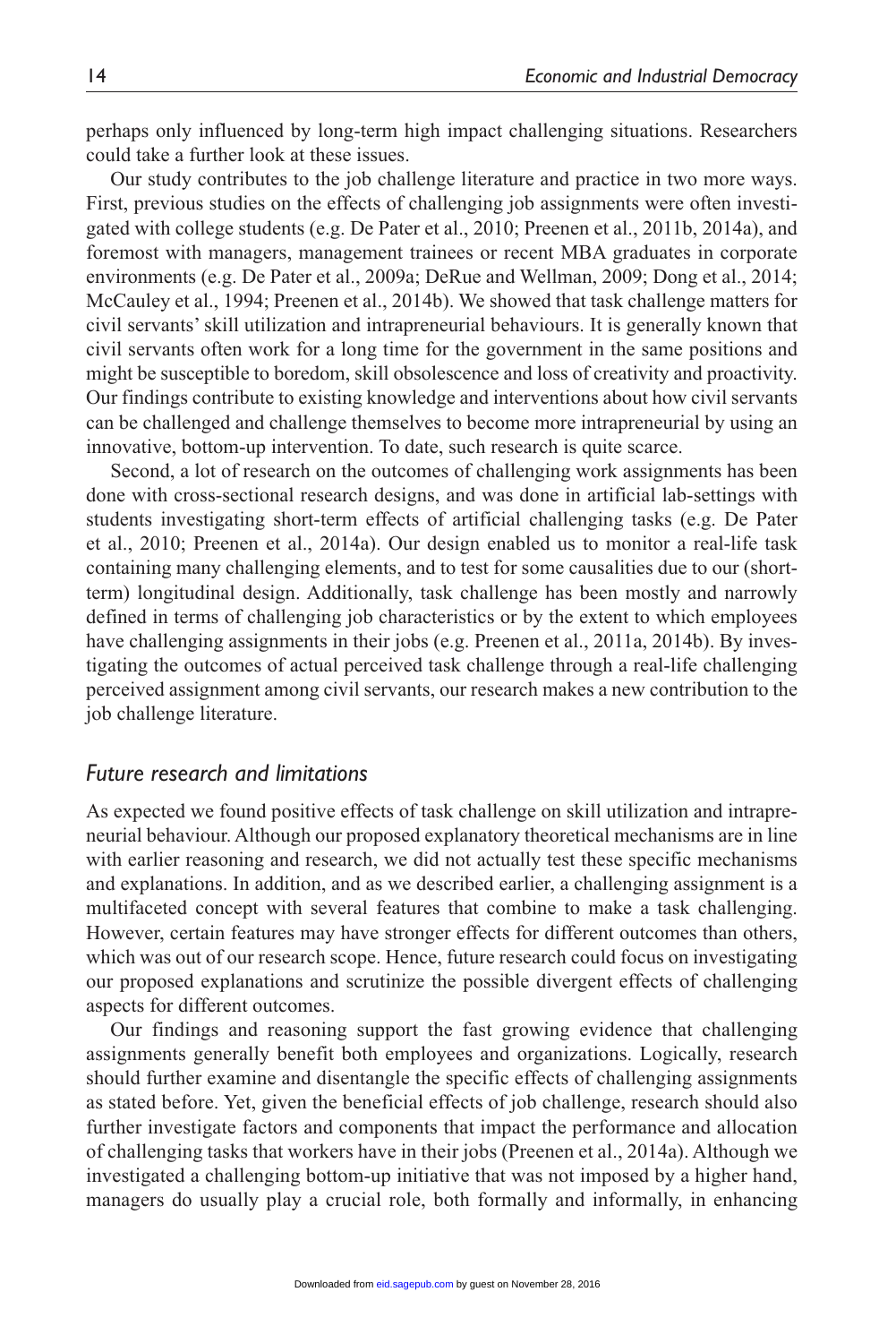perhaps only influenced by long-term high impact challenging situations. Researchers could take a further look at these issues.

Our study contributes to the job challenge literature and practice in two more ways. First, previous studies on the effects of challenging job assignments were often investigated with college students (e.g. De Pater et al., 2010; Preenen et al., 2011b, 2014a), and foremost with managers, management trainees or recent MBA graduates in corporate environments (e.g. De Pater et al., 2009a; DeRue and Wellman, 2009; Dong et al., 2014; McCauley et al., 1994; Preenen et al., 2014b). We showed that task challenge matters for civil servants' skill utilization and intrapreneurial behaviours. It is generally known that civil servants often work for a long time for the government in the same positions and might be susceptible to boredom, skill obsolescence and loss of creativity and proactivity. Our findings contribute to existing knowledge and interventions about how civil servants can be challenged and challenge themselves to become more intrapreneurial by using an innovative, bottom-up intervention. To date, such research is quite scarce.

Second, a lot of research on the outcomes of challenging work assignments has been done with cross-sectional research designs, and was done in artificial lab-settings with students investigating short-term effects of artificial challenging tasks (e.g. De Pater et al., 2010; Preenen et al., 2014a). Our design enabled us to monitor a real-life task containing many challenging elements, and to test for some causalities due to our (short-term) longitudinal design. Additionally, task challenge has been mostly and narrowly defined in terms of challenging job characteristics or by the extent to which employees have challenging assignments in their jobs (e.g. Preenen et al., 2011a, 2014b). By investigating the outcomes of actual perceived task challenge through a real-life challenging perceived assignment among civil servants, our research makes a new contribution to the job challenge literature.

### *Future research and limitations*

As expected we found positive effects of task challenge on skill utilization and intrapreneurial behaviour. Although our proposed explanatory theoretical mechanisms are in line with earlier reasoning and research, we did not actually test these specific mechanisms and explanations. In addition, and as we described earlier, a challenging assignment is a multifaceted concept with several features that combine to make a task challenging. However, certain features may have stronger effects for different outcomes than others, which was out of our research scope. Hence, future research could focus on investigating our proposed explanations and scrutinize the possible divergent effects of challenging aspects for different outcomes.

Our findings and reasoning support the fast growing evidence that challenging assignments generally benefit both employees and organizations. Logically, research should further examine and disentangle the specific effects of challenging assignments as stated before. Yet, given the beneficial effects of job challenge, research should also further investigate factors and components that impact the performance and allocation of challenging tasks that workers have in their jobs (Preenen et al., 2014a). Although we investigated a challenging bottom-up initiative that was not imposed by a higher hand, managers do usually play a crucial role, both formally and informally, in enhancing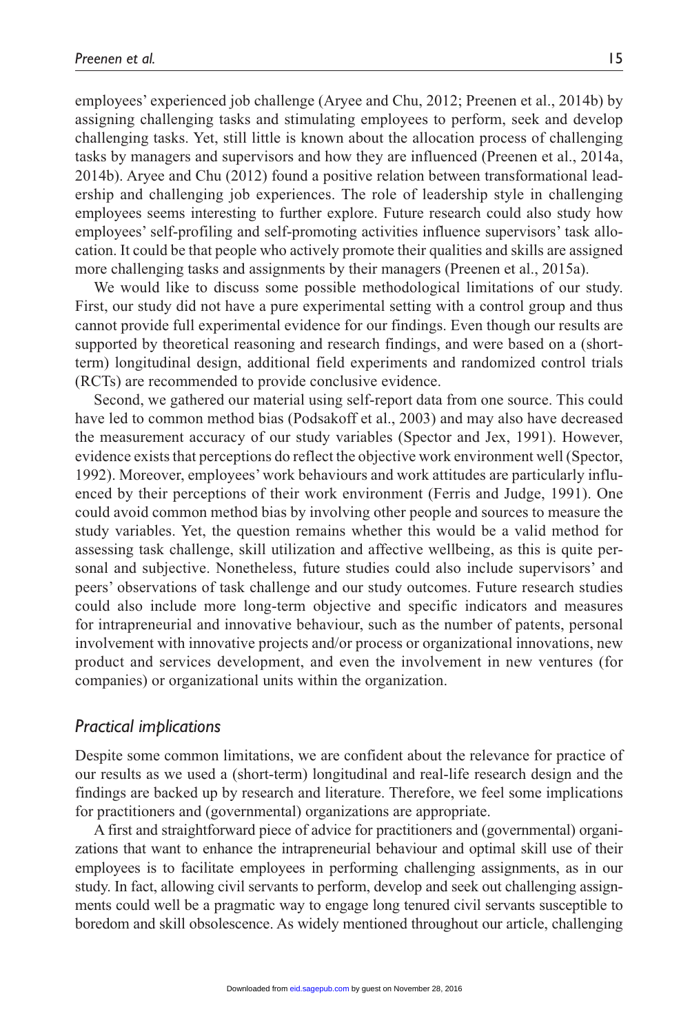employees' experienced job challenge (Aryee and Chu, 2012; Preenen et al., 2014b) by assigning challenging tasks and stimulating employees to perform, seek and develop challenging tasks. Yet, still little is known about the allocation process of challenging tasks by managers and supervisors and how they are influenced (Preenen et al., 2014a, 2014b). Aryee and Chu (2012) found a positive relation between transformational leadership and challenging job experiences. The role of leadership style in challenging employees seems interesting to further explore. Future research could also study how employees' self-profiling and self-promoting activities influence supervisors' task allocation. It could be that people who actively promote their qualities and skills are assigned more challenging tasks and assignments by their managers (Preenen et al., 2015a).

We would like to discuss some possible methodological limitations of our study. First, our study did not have a pure experimental setting with a control group and thus cannot provide full experimental evidence for our findings. Even though our results are supported by theoretical reasoning and research findings, and were based on a (short-term) longitudinal design, additional field experiments and randomized control trials (RCTs) are recommended to provide conclusive evidence.

Second, we gathered our material using self-report data from one source. This could have led to common method bias (Podsakoff et al., 2003) and may also have decreased the measurement accuracy of our study variables (Spector and Jex, 1991). However, evidence exists that perceptions do reflect the objective work environment well (Spector, 1992). Moreover, employees' work behaviours and work attitudes are particularly influenced by their perceptions of their work environment (Ferris and Judge, 1991). One could avoid common method bias by involving other people and sources to measure the study variables. Yet, the question remains whether this would be a valid method for assessing task challenge, skill utilization and affective wellbeing, as this is quite personal and subjective. Nonetheless, future studies could also include supervisors' and peers' observations of task challenge and our study outcomes. Future research studies could also include more long-term objective and specific indicators and measures for intrapreneurial and innovative behaviour, such as the number of patents, personal involvement with innovative projects and/or process or organizational innovations, new product and services development, and even the involvement in new ventures (for companies) or organizational units within the organization.

## *Practical implications*

Despite some common limitations, we are confident about the relevance for practice of our results as we used a (short-term) longitudinal and real-life research design and the findings are backed up by research and literature. Therefore, we feel some implications for practitioners and (governmental) organizations are appropriate.

A first and straightforward piece of advice for practitioners and (governmental) organizations that want to enhance the intrapreneurial behaviour and optimal skill use of their employees is to facilitate employees in performing challenging assignments, as in our study. In fact, allowing civil servants to perform, develop and seek out challenging assignments could well be a pragmatic way to engage long tenured civil servants susceptible to boredom and skill obsolescence. As widely mentioned throughout our article, challenging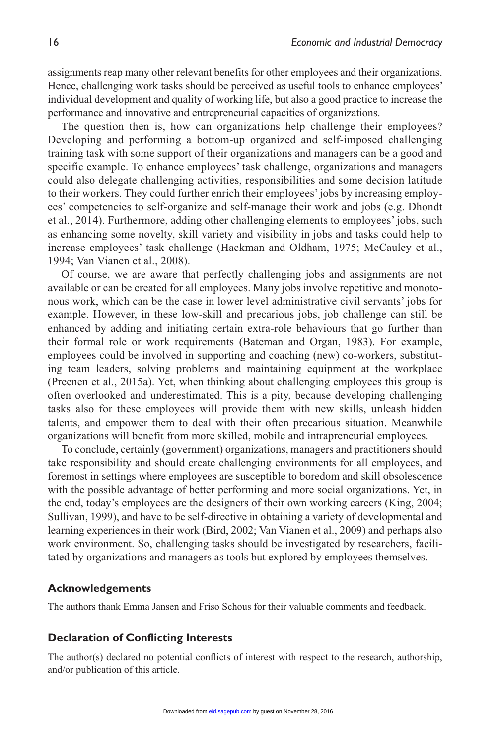assignments reap many other relevant benefits for other employees and their organizations. Hence, challenging work tasks should be perceived as useful tools to enhance employees' individual development and quality of working life, but also a good practice to increase the performance and innovative and entrepreneurial capacities of organizations.

The question then is, how can organizations help challenge their employees? Developing and performing a bottom-up organized and self-imposed challenging training task with some support of their organizations and managers can be a good and specific example. To enhance employees' task challenge, organizations and managers could also delegate challenging activities, responsibilities and some decision latitude to their workers. They could further enrich their employees' jobs by increasing employees' competencies to self-organize and self-manage their work and jobs (e.g. Dhondt et al., 2014). Furthermore, adding other challenging elements to employees' jobs, such as enhancing some novelty, skill variety and visibility in jobs and tasks could help to increase employees' task challenge (Hackman and Oldham, 1975; McCauley et al., 1994; Van Vianen et al., 2008).

Of course, we are aware that perfectly challenging jobs and assignments are not available or can be created for all employees. Many jobs involve repetitive and monotonous work, which can be the case in lower level administrative civil servants' jobs for example. However, in these low-skill and precarious jobs, job challenge can still be enhanced by adding and initiating certain extra-role behaviours that go further than their formal role or work requirements (Bateman and Organ, 1983). For example, employees could be involved in supporting and coaching (new) co-workers, substituting team leaders, solving problems and maintaining equipment at the workplace (Preenen et al., 2015a). Yet, when thinking about challenging employees this group is often overlooked and underestimated. This is a pity, because developing challenging tasks also for these employees will provide them with new skills, unleash hidden talents, and empower them to deal with their often precarious situation. Meanwhile organizations will benefit from more skilled, mobile and intrapreneurial employees.

To conclude, certainly (government) organizations, managers and practitioners should take responsibility and should create challenging environments for all employees, and foremost in settings where employees are susceptible to boredom and skill obsolescence with the possible advantage of better performing and more social organizations. Yet, in the end, today's employees are the designers of their own working careers (King, 2004; Sullivan, 1999), and have to be self-directive in obtaining a variety of developmental and learning experiences in their work (Bird, 2002; Van Vianen et al., 2009) and perhaps also work environment. So, challenging tasks should be investigated by researchers, facilitated by organizations and managers as tools but explored by employees themselves.

## Acknowledgements

The authors thank Emma Jansen and Friso Schous for their valuable comments and feedback.

## Declaration of Conflicting Interests

The author(s) declared no potential conflicts of interest with respect to the research, authorship, and/or publication of this article.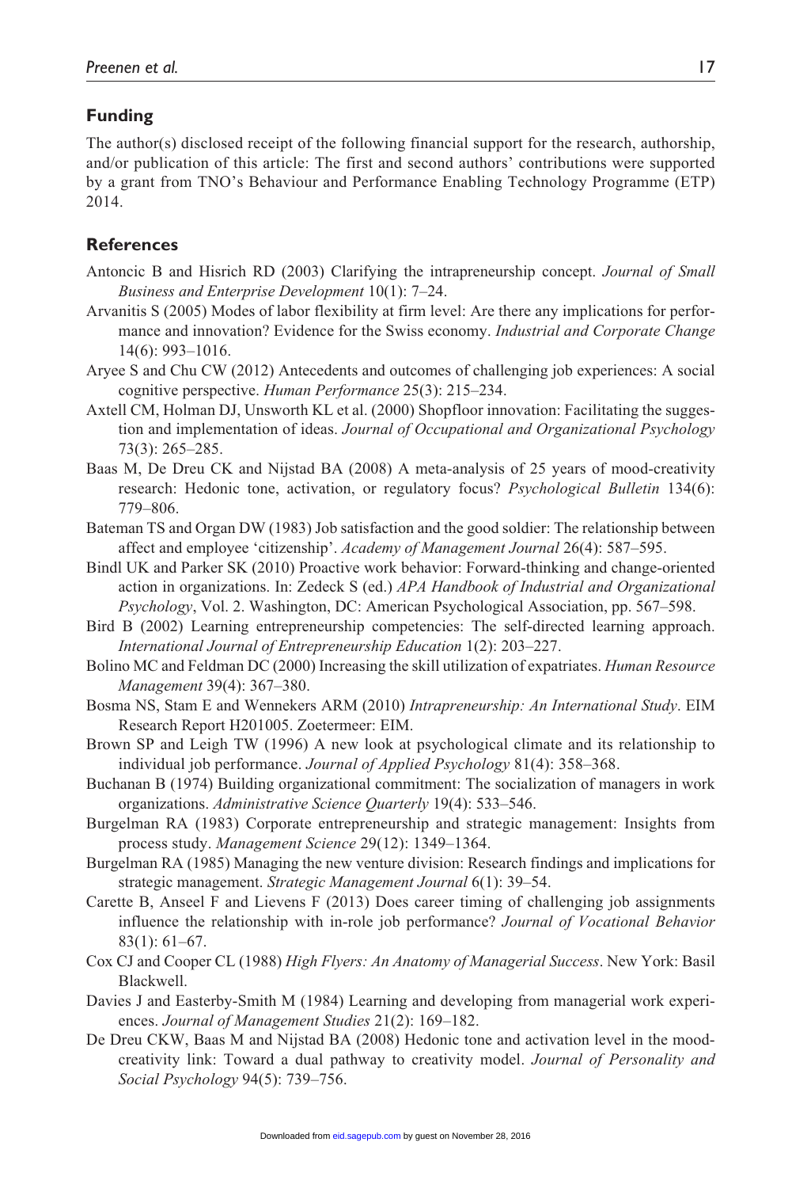## Funding

The author(s) disclosed receipt of the following financial support for the research, authorship, and/or publication of this article: The first and second authors' contributions were supported by a grant from TNO's Behaviour and Performance Enabling Technology Programme (ETP) 2014.

## References

Antoncic B and Hisrich RD (2003) Clarifying the intrapreneurship concept. *Journal of Small Business and Enterprise Development* 10(1): 7–24.

Arvanitis S (2005) Modes of labor flexibility at firm level: Are there any implications for performance and innovation? Evidence for the Swiss economy. *Industrial and Corporate Change* 14(6): 993–1016.

Aryee S and Chu CW (2012) Antecedents and outcomes of challenging job experiences: A social cognitive perspective. *Human Performance* 25(3): 215–234.

Axtell CM, Holman DJ, Unsworth KL et al. (2000) Shopfloor innovation: Facilitating the suggestion and implementation of ideas. *Journal of Occupational and Organizational Psychology* 73(3): 265–285.

Baas M, De Dreu CK and Nijstad BA (2008) A meta-analysis of 25 years of mood-creativity research: Hedonic tone, activation, or regulatory focus? *Psychological Bulletin* 134(6): 779–806.

Bateman TS and Organ DW (1983) Job satisfaction and the good soldier: The relationship between affect and employee 'citizenship'. *Academy of Management Journal* 26(4): 587–595.

Bindl UK and Parker SK (2010) Proactive work behavior: Forward-thinking and change-oriented action in organizations. In: Zedeck S (ed.) *APA Handbook of Industrial and Organizational Psychology*, Vol. 2. Washington, DC: American Psychological Association, pp. 567–598.

Bird B (2002) Learning entrepreneurship competencies: The self-directed learning approach. *International Journal of Entrepreneurship Education* 1(2): 203–227.

Bolino MC and Feldman DC (2000) Increasing the skill utilization of expatriates. *Human Resource Management* 39(4): 367–380.

Bosma NS, Stam E and Wennekers ARM (2010) *Intrapreneurship: An International Study*. EIM Research Report H201005. Zoetermeer: EIM.

Brown SP and Leigh TW (1996) A new look at psychological climate and its relationship to individual job performance. *Journal of Applied Psychology* 81(4): 358–368.

Buchanan B (1974) Building organizational commitment: The socialization of managers in work organizations. *Administrative Science Quarterly* 19(4): 533–546.

Burgelman RA (1983) Corporate entrepreneurship and strategic management: Insights from process study. *Management Science* 29(12): 1349–1364.

Burgelman RA (1985) Managing the new venture division: Research findings and implications for strategic management. *Strategic Management Journal* 6(1): 39–54.

Carette B, Anseel F and Lievens F (2013) Does career timing of challenging job assignments influence the relationship with in-role job performance? *Journal of Vocational Behavior* 83(1): 61–67.

Cox CJ and Cooper CL (1988) *High Flyers: An Anatomy of Managerial Success*. New York: Basil Blackwell.

Davies J and Easterby-Smith M (1984) Learning and developing from managerial work experiences. *Journal of Management Studies* 21(2): 169–182.

De Dreu CKW, Baas M and Nijstad BA (2008) Hedonic tone and activation level in the mood-creativity link: Toward a dual pathway to creativity model. *Journal of Personality and Social Psychology* 94(5): 739–756.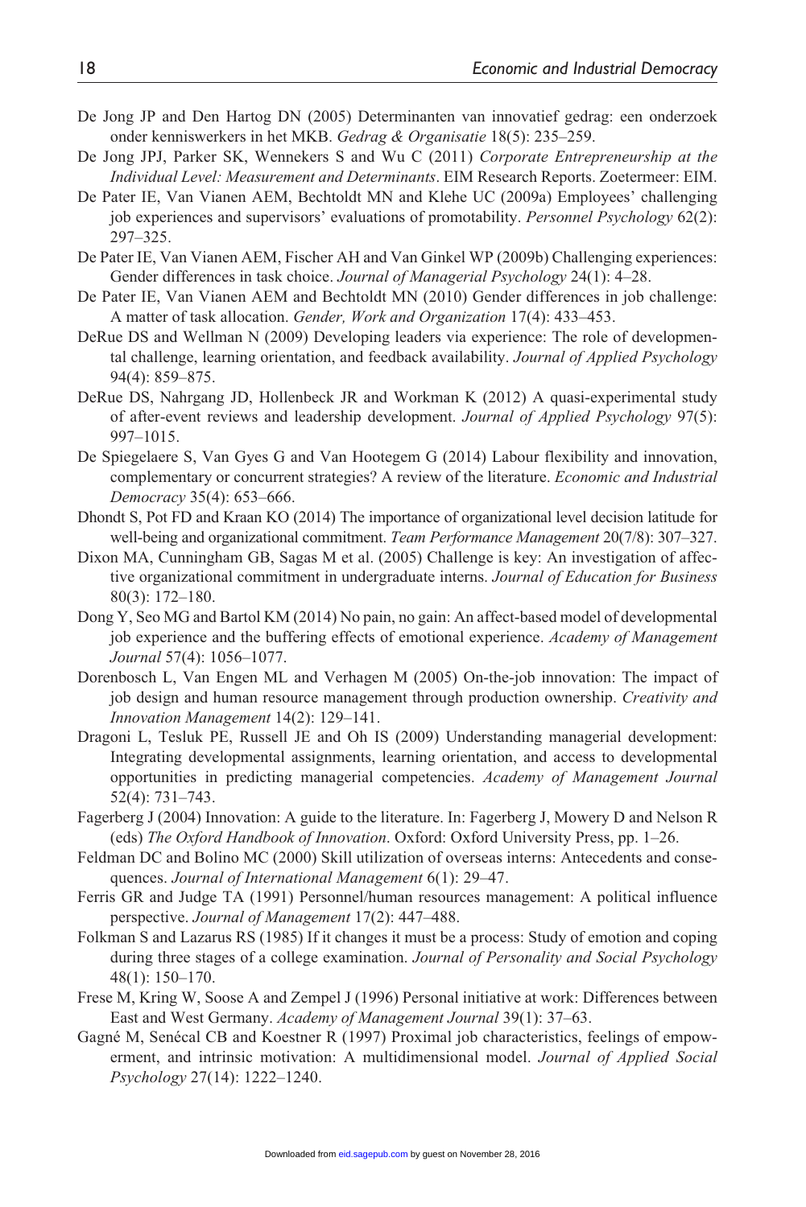De Jong JP and Den Hartog DN (2005) Determinanten van innovatief gedrag: een onderzoek onder kenniswerkers in het MKB. *Gedrag & Organisatie* 18(5): 235–259.

De Jong JPJ, Parker SK, Wennekers S and Wu C (2011) *Corporate Entrepreneurship at the Individual Level: Measurement and Determinants*. EIM Research Reports. Zoetermeer: EIM.

De Pater IE, Van Vianen AEM, Bechtoldt MN and Klehe UC (2009a) Employees' challenging job experiences and supervisors' evaluations of promotability. *Personnel Psychology* 62(2): 297–325.

De Pater IE, Van Vianen AEM, Fischer AH and Van Ginkel WP (2009b) Challenging experiences: Gender differences in task choice. *Journal of Managerial Psychology* 24(1): 4–28.

De Pater IE, Van Vianen AEM and Bechtoldt MN (2010) Gender differences in job challenge: A matter of task allocation. *Gender, Work and Organization* 17(4): 433–453.

DeRue DS and Wellman N (2009) Developing leaders via experience: The role of developmental challenge, learning orientation, and feedback availability. *Journal of Applied Psychology* 94(4): 859–875.

DeRue DS, Nahrgang JD, Hollenbeck JR and Workman K (2012) A quasi-experimental study of after-event reviews and leadership development. *Journal of Applied Psychology* 97(5): 997–1015.

De Spiegelaere S, Van Gyes G and Van Hootegem G (2014) Labour flexibility and innovation, complementary or concurrent strategies? A review of the literature. *Economic and Industrial Democracy* 35(4): 653–666.

Dhondt S, Pot FD and Kraan KO (2014) The importance of organizational level decision latitude for well-being and organizational commitment. *Team Performance Management* 20(7/8): 307–327.

Dixon MA, Cunningham GB, Sagas M et al. (2005) Challenge is key: An investigation of affective organizational commitment in undergraduate interns. *Journal of Education for Business* 80(3): 172–180.

Dong Y, Seo MG and Bartol KM (2014) No pain, no gain: An affect-based model of developmental job experience and the buffering effects of emotional experience. *Academy of Management Journal* 57(4): 1056–1077.

Dorenbosch L, Van Engen ML and Verhagen M (2005) On-the-job innovation: The impact of job design and human resource management through production ownership. *Creativity and Innovation Management* 14(2): 129–141.

Dragoni L, Tesluk PE, Russell JE and Oh IS (2009) Understanding managerial development: Integrating developmental assignments, learning orientation, and access to developmental opportunities in predicting managerial competencies. *Academy of Management Journal* 52(4): 731–743.

Fagerberg J (2004) Innovation: A guide to the literature. In: Fagerberg J, Mowery D and Nelson R (eds) *The Oxford Handbook of Innovation*. Oxford: Oxford University Press, pp. 1–26.

Feldman DC and Bolino MC (2000) Skill utilization of overseas interns: Antecedents and consequences. *Journal of International Management* 6(1): 29–47.

Ferris GR and Judge TA (1991) Personnel/human resources management: A political influence perspective. *Journal of Management* 17(2): 447–488.

Folkman S and Lazarus RS (1985) If it changes it must be a process: Study of emotion and coping during three stages of a college examination. *Journal of Personality and Social Psychology* 48(1): 150–170.

Frese M, Kring W, Soose A and Zempel J (1996) Personal initiative at work: Differences between East and West Germany. *Academy of Management Journal* 39(1): 37–63.

Gagné M, Senécal CB and Koestner R (1997) Proximal job characteristics, feelings of empowerment, and intrinsic motivation: A multidimensional model. *Journal of Applied Social Psychology* 27(14): 1222–1240.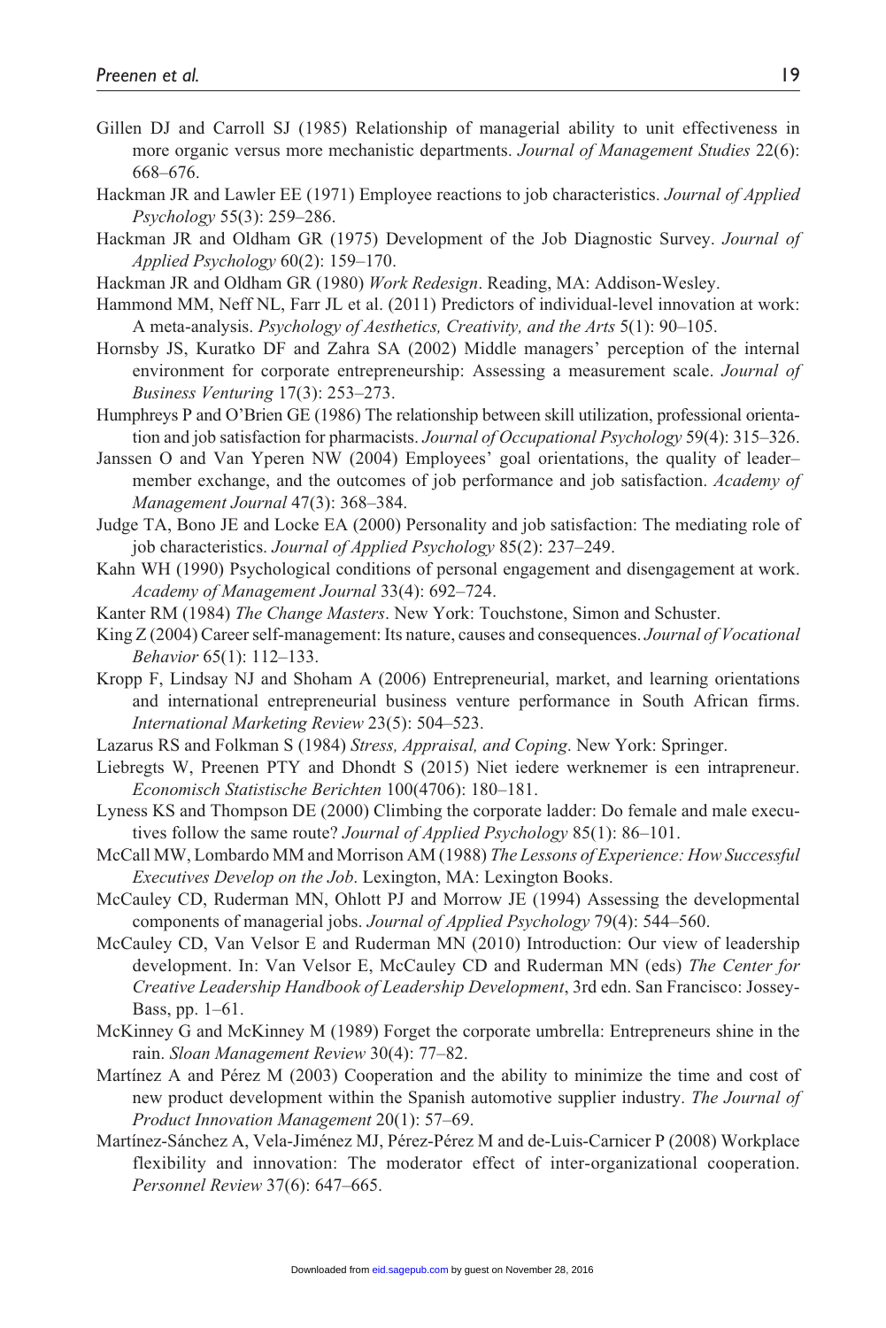Gillen DJ and Carroll SJ (1985) Relationship of managerial ability to unit effectiveness in more organic versus more mechanistic departments. *Journal of Management Studies* 22(6): 668–676.

Hackman JR and Lawler EE (1971) Employee reactions to job characteristics. *Journal of Applied Psychology* 55(3): 259–286.

Hackman JR and Oldham GR (1975) Development of the Job Diagnostic Survey. *Journal of Applied Psychology* 60(2): 159–170.

Hackman JR and Oldham GR (1980) *Work Redesign*. Reading, MA: Addison-Wesley.

Hammond MM, Neff NL, Farr JL et al. (2011) Predictors of individual-level innovation at work: A meta-analysis. *Psychology of Aesthetics, Creativity, and the Arts* 5(1): 90–105.

Hornsby JS, Kuratko DF and Zahra SA (2002) Middle managers' perception of the internal environment for corporate entrepreneurship: Assessing a measurement scale. *Journal of Business Venturing* 17(3): 253–273.

Humphreys P and O'Brien GE (1986) The relationship between skill utilization, professional orientation and job satisfaction for pharmacists. *Journal of Occupational Psychology* 59(4): 315–326.

Janssen O and Van Yperen NW (2004) Employees' goal orientations, the quality of leader–member exchange, and the outcomes of job performance and job satisfaction. *Academy of Management Journal* 47(3): 368–384.

Judge TA, Bono JE and Locke EA (2000) Personality and job satisfaction: The mediating role of job characteristics. *Journal of Applied Psychology* 85(2): 237–249.

Kahn WH (1990) Psychological conditions of personal engagement and disengagement at work. *Academy of Management Journal* 33(4): 692–724.

Kanter RM (1984) *The Change Masters*. New York: Touchstone, Simon and Schuster.

King Z (2004) Career self-management: Its nature, causes and consequences. *Journal of Vocational Behavior* 65(1): 112–133.

Kropp F, Lindsay NJ and Shoham A (2006) Entrepreneurial, market, and learning orientations and international entrepreneurial business venture performance in South African firms. *International Marketing Review* 23(5): 504–523.

Lazarus RS and Folkman S (1984) *Stress, Appraisal, and Coping*. New York: Springer.

Liebregts W, Preenen PTY and Dhondt S (2015) Niet iedere werknemer is een intrapreneur. *Economisch Statistische Berichten* 100(4706): 180–181.

Lyness KS and Thompson DE (2000) Climbing the corporate ladder: Do female and male executives follow the same route? *Journal of Applied Psychology* 85(1): 86–101.

McCall MW, Lombardo MM and Morrison AM (1988) *The Lessons of Experience: How Successful Executives Develop on the Job*. Lexington, MA: Lexington Books.

McCauley CD, Ruderman MN, Ohlott PJ and Morrow JE (1994) Assessing the developmental components of managerial jobs. *Journal of Applied Psychology* 79(4): 544–560.

McCauley CD, Van Velsor E and Ruderman MN (2010) Introduction: Our view of leadership development. In: Van Velsor E, McCauley CD and Ruderman MN (eds) *The Center for Creative Leadership Handbook of Leadership Development*, 3rd edn. San Francisco: Jossey-Bass, pp. 1–61.

McKinney G and McKinney M (1989) Forget the corporate umbrella: Entrepreneurs shine in the rain. *Sloan Management Review* 30(4): 77–82.

Martínez A and Pérez M (2003) Cooperation and the ability to minimize the time and cost of new product development within the Spanish automotive supplier industry. *The Journal of Product Innovation Management* 20(1): 57–69.

Martínez-Sánchez A, Vela-Jiménez MJ, Pérez-Pérez M and de-Luis-Carnicer P (2008) Workplace flexibility and innovation: The moderator effect of inter-organizational cooperation. *Personnel Review* 37(6): 647–665.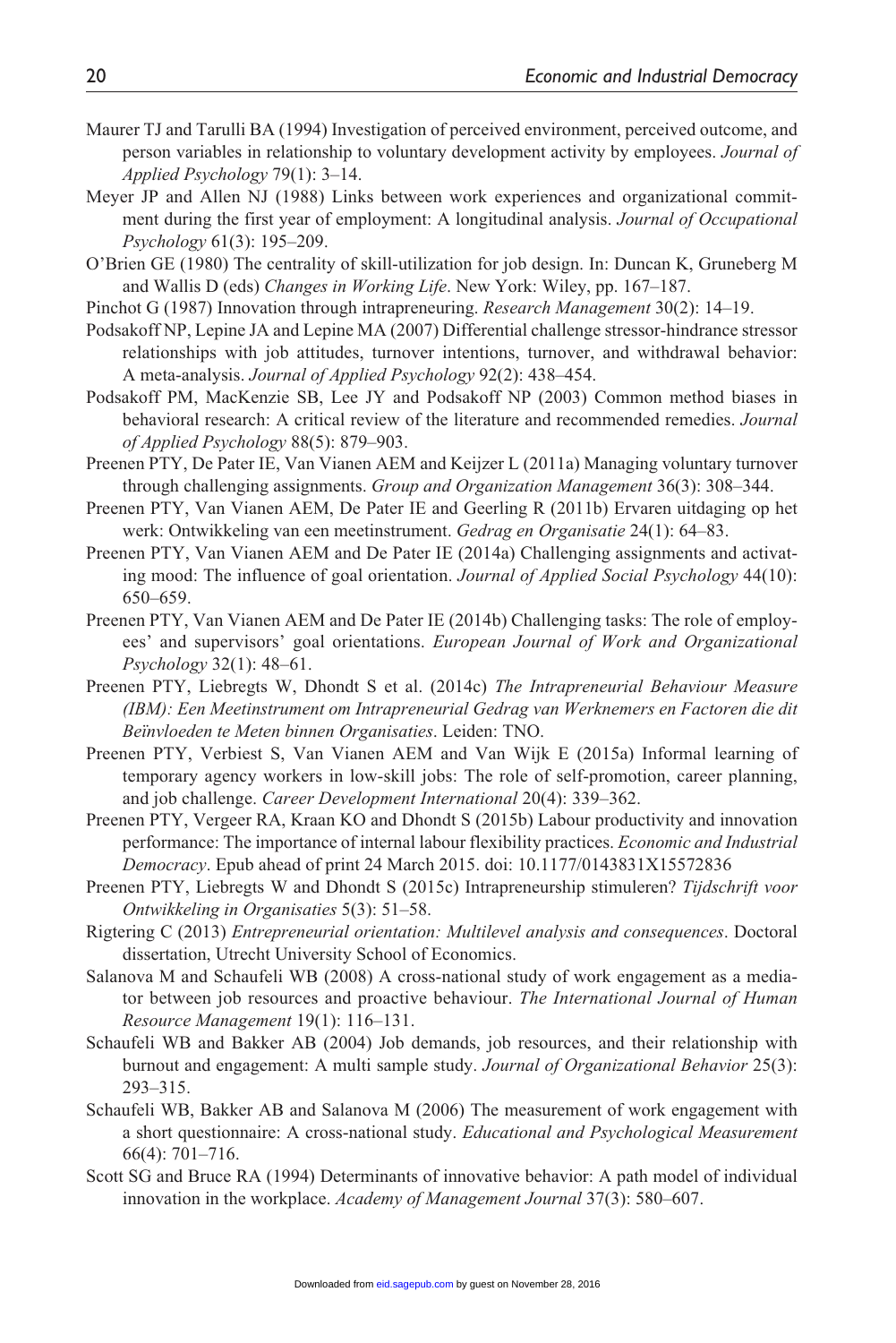Maurer TJ and Tarulli BA (1994) Investigation of perceived environment, perceived outcome, and person variables in relationship to voluntary development activity by employees. *Journal of Applied Psychology* 79(1): 3–14.

Meyer JP and Allen NJ (1988) Links between work experiences and organizational commitment during the first year of employment: A longitudinal analysis. *Journal of Occupational Psychology* 61(3): 195–209.

O'Brien GE (1980) The centrality of skill-utilization for job design. In: Duncan K, Gruneberg M and Wallis D (eds) *Changes in Working Life*. New York: Wiley, pp. 167–187.

Pinchot G (1987) Innovation through intrapreneuring. *Research Management* 30(2): 14–19.

Podsakoff NP, Lepine JA and Lepine MA (2007) Differential challenge stressor-hindrance stressor relationships with job attitudes, turnover intentions, turnover, and withdrawal behavior: A meta-analysis. *Journal of Applied Psychology* 92(2): 438–454.

Podsakoff PM, MacKenzie SB, Lee JY and Podsakoff NP (2003) Common method biases in behavioral research: A critical review of the literature and recommended remedies. *Journal of Applied Psychology* 88(5): 879–903.

Preenen PTY, De Pater IE, Van Vianen AEM and Keijzer L (2011a) Managing voluntary turnover through challenging assignments. *Group and Organization Management* 36(3): 308–344.

Preenen PTY, Van Vianen AEM, De Pater IE and Geerling R (2011b) Ervaren uitdaging op het werk: Ontwikkeling van een meetinstrument. *Gedrag en Organisatie* 24(1): 64–83.

Preenen PTY, Van Vianen AEM and De Pater IE (2014a) Challenging assignments and activating mood: The influence of goal orientation. *Journal of Applied Social Psychology* 44(10): 650–659.

Preenen PTY, Van Vianen AEM and De Pater IE (2014b) Challenging tasks: The role of employees' and supervisors' goal orientations. *European Journal of Work and Organizational Psychology* 32(1): 48–61.

Preenen PTY, Liebregts W, Dhondt S et al. (2014c) *The Intrapreneurial Behaviour Measure (IBM): Een Meetinstrument om Intrapreneurial Gedrag van Werknemers en Factoren die dit Beïnvloeden te Meten binnen Organisaties*. Leiden: TNO.

Preenen PTY, Verbiest S, Van Vianen AEM and Van Wijk E (2015a) Informal learning of temporary agency workers in low-skill jobs: The role of self-promotion, career planning, and job challenge. *Career Development International* 20(4): 339–362.

Preenen PTY, Vergeer RA, Kraan KO and Dhondt S (2015b) Labour productivity and innovation performance: The importance of internal labour flexibility practices. *Economic and Industrial Democracy*. Epub ahead of print 24 March 2015. doi: 10.1177/0143831X15572836

Preenen PTY, Liebregts W and Dhondt S (2015c) Intrapreneurship stimuleren? *Tijdschrift voor Ontwikkeling in Organisaties* 5(3): 51–58.

Rigtering C (2013) *Entrepreneurial orientation: Multilevel analysis and consequences*. Doctoral dissertation, Utrecht University School of Economics.

Salanova M and Schaufeli WB (2008) A cross-national study of work engagement as a mediator between job resources and proactive behaviour. *The International Journal of Human Resource Management* 19(1): 116–131.

Schaufeli WB and Bakker AB (2004) Job demands, job resources, and their relationship with burnout and engagement: A multi sample study. *Journal of Organizational Behavior* 25(3): 293–315.

Schaufeli WB, Bakker AB and Salanova M (2006) The measurement of work engagement with a short questionnaire: A cross-national study. *Educational and Psychological Measurement* 66(4): 701–716.

Scott SG and Bruce RA (1994) Determinants of innovative behavior: A path model of individual innovation in the workplace. *Academy of Management Journal* 37(3): 580–607.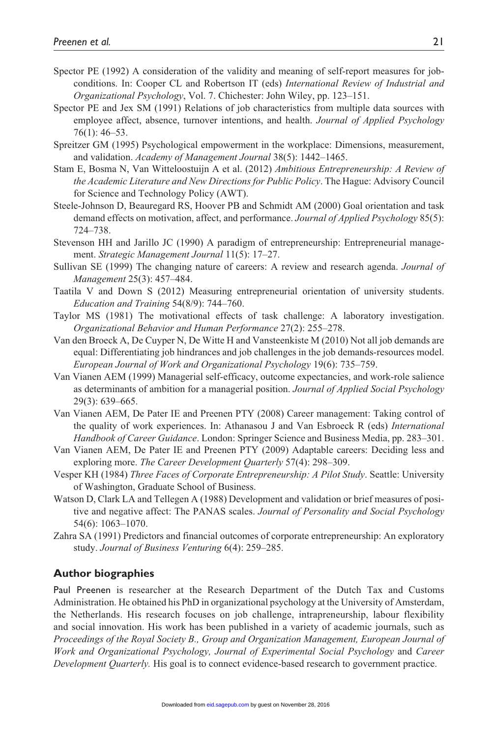Spector PE (1992) A consideration of the validity and meaning of self-report measures for job-conditions. In: Cooper CL and Robertson IT (eds) *International Review of Industrial and Organizational Psychology*, Vol. 7. Chichester: John Wiley, pp. 123–151.

Spector PE and Jex SM (1991) Relations of job characteristics from multiple data sources with employee affect, absence, turnover intentions, and health. *Journal of Applied Psychology* 76(1): 46–53.

Spreitzer GM (1995) Psychological empowerment in the workplace: Dimensions, measurement, and validation. *Academy of Management Journal* 38(5): 1442–1465.

Stam E, Bosma N, Van Witteloostuijn A et al. (2012) *Ambitious Entrepreneurship: A Review of the Academic Literature and New Directions for Public Policy*. The Hague: Advisory Council for Science and Technology Policy (AWT).

Steele-Johnson D, Beauregard RS, Hoover PB and Schmidt AM (2000) Goal orientation and task demand effects on motivation, affect, and performance. *Journal of Applied Psychology* 85(5): 724–738.

Stevenson HH and Jarillo JC (1990) A paradigm of entrepreneurship: Entrepreneurial management. *Strategic Management Journal* 11(5): 17–27.

Sullivan SE (1999) The changing nature of careers: A review and research agenda. *Journal of Management* 25(3): 457–484.

Taatila V and Down S (2012) Measuring entrepreneurial orientation of university students. *Education and Training* 54(8/9): 744–760.

Taylor MS (1981) The motivational effects of task challenge: A laboratory investigation. *Organizational Behavior and Human Performance* 27(2): 255–278.

Van den Broeck A, De Cuyper N, De Witte H and Vansteenkiste M (2010) Not all job demands are equal: Differentiating job hindrances and job challenges in the job demands-resources model. *European Journal of Work and Organizational Psychology* 19(6): 735–759.

Van Vianen AEM (1999) Managerial self-efficacy, outcome expectancies, and work-role salience as determinants of ambition for a managerial position. *Journal of Applied Social Psychology* 29(3): 639–665.

Van Vianen AEM, De Pater IE and Preenen PTY (2008) Career management: Taking control of the quality of work experiences. In: Athanasou J and Van Esbroeck R (eds) *International Handbook of Career Guidance*. London: Springer Science and Business Media, pp. 283–301.

Van Vianen AEM, De Pater IE and Preenen PTY (2009) Adaptable careers: Deciding less and exploring more. *The Career Development Quarterly* 57(4): 298–309.

Vesper KH (1984) *Three Faces of Corporate Entrepreneurship: A Pilot Study*. Seattle: University of Washington, Graduate School of Business.

Watson D, Clark LA and Tellegen A (1988) Development and validation or brief measures of positive and negative affect: The PANAS scales. *Journal of Personality and Social Psychology* 54(6): 1063–1070.

Zahra SA (1991) Predictors and financial outcomes of corporate entrepreneurship: An exploratory study. *Journal of Business Venturing* 6(4): 259–285.

## Author biographies

Paul Preenen is researcher at the Research Department of the Dutch Tax and Customs Administration. He obtained his PhD in organizational psychology at the University of Amsterdam, the Netherlands. His research focuses on job challenge, intrapreneurship, labour flexibility and social innovation. His work has been published in a variety of academic journals, such as *Proceedings of the Royal Society B., Group and Organization Management, European Journal of Work and Organizational Psychology, Journal of Experimental Social Psychology* and *Career Development Quarterly.* His goal is to connect evidence-based research to government practice.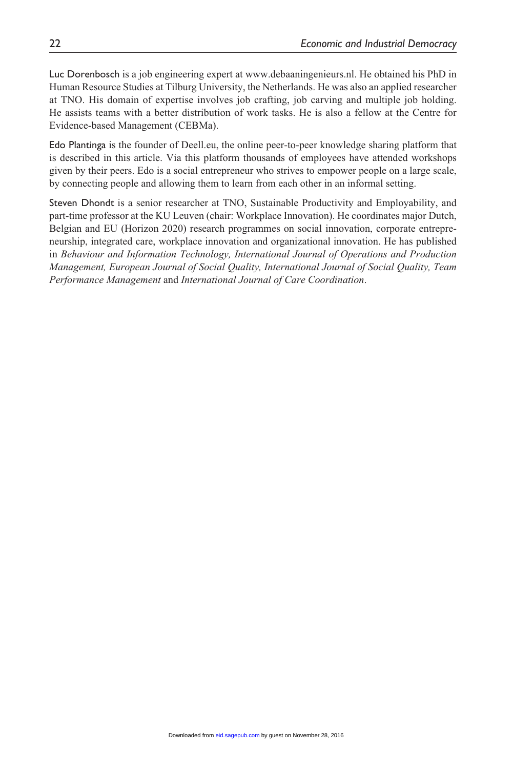**Luc Dorenbosch** is a job engineering expert at www.debaaningenieurs.nl. He obtained his PhD in Human Resource Studies at Tilburg University, the Netherlands. He was also an applied researcher at TNO. His domain of expertise involves job crafting, job carving and multiple job holding. He assists teams with a better distribution of work tasks. He is also a fellow at the Centre for Evidence-based Management (CEBMa).

**Edo Plantinga** is the founder of Deell.eu, the online peer-to-peer knowledge sharing platform that is described in this article. Via this platform thousands of employees have attended workshops given by their peers. Edo is a social entrepreneur who strives to empower people on a large scale, by connecting people and allowing them to learn from each other in an informal setting.

**Steven Dhondt** is a senior researcher at TNO, Sustainable Productivity and Employability, and part-time professor at the KU Leuven (chair: Workplace Innovation). He coordinates major Dutch, Belgian and EU (Horizon 2020) research programmes on social innovation, corporate entrepreneurship, integrated care, workplace innovation and organizational innovation. He has published in *Behaviour and Information Technology, International Journal of Operations and Production Management, European Journal of Social Quality, International Journal of Social Quality, Team Performance Management* and *International Journal of Care Coordination*.